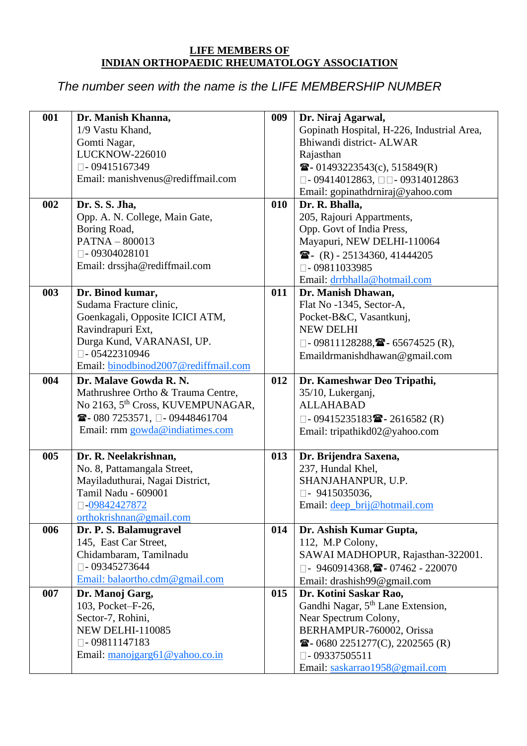## LIFE MEMBERS OF INDIAN ORTHOPAEDIC RHEUMATOLOGY ASSOCIATION

*The number seen with the name is the LIFE MEMBERSHIP NUMBER*

| | | | |
|---|---|---|---|
| **001** | **Dr. Manish Khanna,**<br>1/9 Vastu Khand,<br>Gomti Nagar,<br>LUCKNOW-226010<br>- 09415167349<br>Email: manishvenus@rediffmail.com | **009** | **Dr. Niraj Agarwal,**<br>Gopinath Hospital, H-226, Industrial Area,<br>Bhiwandi district- ALWAR<br>Rajasthan<br>☎- 01493223543(c), 515849(R)<br>- 09414012863, - 09314012863<br>Email: gopinathdrniraj@yahoo.com |
| **002** | **Dr. S. S. Jha,**<br>Opp. A. N. College, Main Gate,<br>Boring Road,<br>PATNA – 800013<br>- 09304028101<br>Email: drssjha@rediffmail.com | **010** | **Dr. R. Bhalla,**<br>205, Rajouri Appartments,<br>Opp. Govt of India Press,<br>Mayapuri, NEW DELHI-110064<br>☎- (R) - 25134360, 41444205<br>- 09811033985<br>Email: drrbhalla@hotmail.com |
| **003** | **Dr. Binod kumar,**<br>Sudama Fracture clinic,<br>Goenkagali, Opposite ICICI ATM,<br>Ravindrapuri Ext,<br>Durga Kund, VARANASI, UP.<br>- 05422310946<br>Email: binodbinod2007@rediffmail.com | **011** | **Dr. Manish Dhawan,**<br>Flat No -1345, Sector-A,<br>Pocket-B&C, Vasantkunj,<br>NEW DELHI<br>- 09811128288,☎- 65674525 (R),<br>Emaildrmanishdhawan@gmail.com |
| **004** | **Dr. Malave Gowda R. N.**<br>Mathrushree Ortho & Trauma Centre,<br>No 2163, 5th Cross, KUVEMPUNAGAR,<br>☎- 080 7253571, - 09448461704<br>Email: rnm gowda@indiatimes.com | **012** | **Dr. Kameshwar Deo Tripathi,**<br>35/10, Lukerganj,<br>ALLAHABAD<br>- 09415235183☎- 2616582 (R)<br>Email: tripathikd02@yahoo.com |
| **005** | **Dr. R. Neelakrishnan,**<br>No. 8, Pattamangala Street,<br>Mayiladuthurai, Nagai District,<br>Tamil Nadu - 609001<br>-09842427872<br>orthokrishnan@gmail.com | **013** | **Dr. Brijendra Saxena,**<br>237, Hundal Khel,<br>SHANJAHANPUR, U.P.<br>- 9415035036,<br>Email: deep_brij@hotmail.com |
| **006** | **Dr. P. S. Balamugravel**<br>145, East Car Street,<br>Chidambaram, Tamilnadu<br>- 09345273644<br>Email: balaortho.cdm@gmail.com | **014** | **Dr. Ashish Kumar Gupta,**<br>112, M.P Colony,<br>SAWAI MADHOPUR, Rajasthan-322001.<br>- 9460914368,☎- 07462 - 220070<br>Email: drashish99@gmail.com |
| **007** | **Dr. Manoj Garg,**<br>103, Pocket–F-26,<br>Sector-7, Rohini,<br>NEW DELHI-110085<br>- 09811147183<br>Email: manojgarg61@yahoo.co.in | **015** | **Dr. Kotini Saskar Rao,**<br>Gandhi Nagar, 5th Lane Extension,<br>Near Spectrum Colony,<br>BERHAMPUR-760002, Orissa<br>☎- 0680 2251277(C), 2202565 (R)<br>- 09337505511<br>Email: saskarrao1958@gmail.com |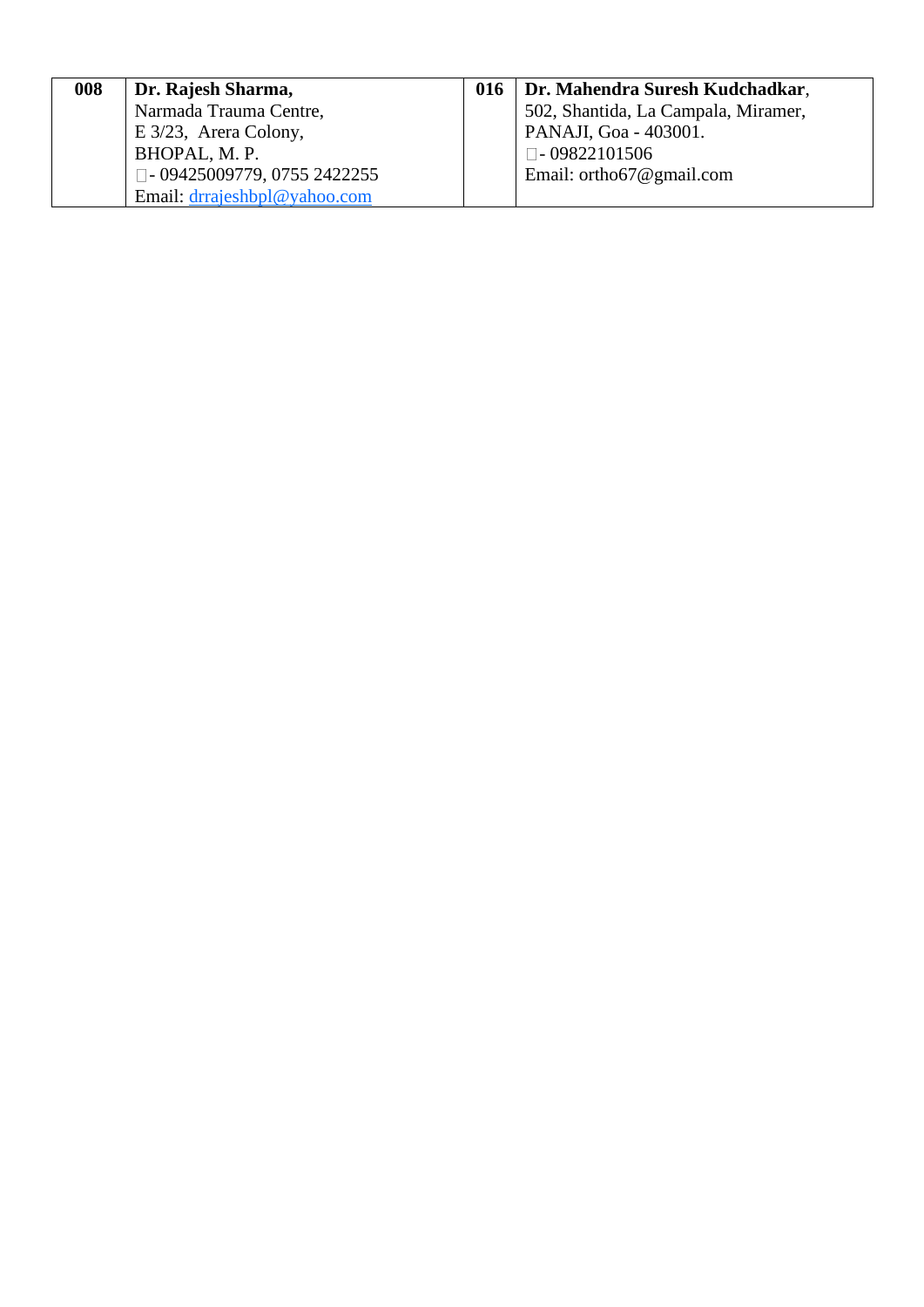| 008 | **Dr. Rajesh Sharma,**<br>Narmada Trauma Centre,<br>E 3/23, Arera Colony,<br>BHOPAL, M. P.<br>- 09425009779, 0755 2422255<br>Email: drrajeshbpl@yahoo.com | 016 | **Dr. Mahendra Suresh Kudchadkar**,<br>502, Shantida, La Campala, Miramer,<br>PANAJI, Goa - 403001.<br>- 09822101506<br>Email: ortho67@gmail.com |
|---|---|---|---|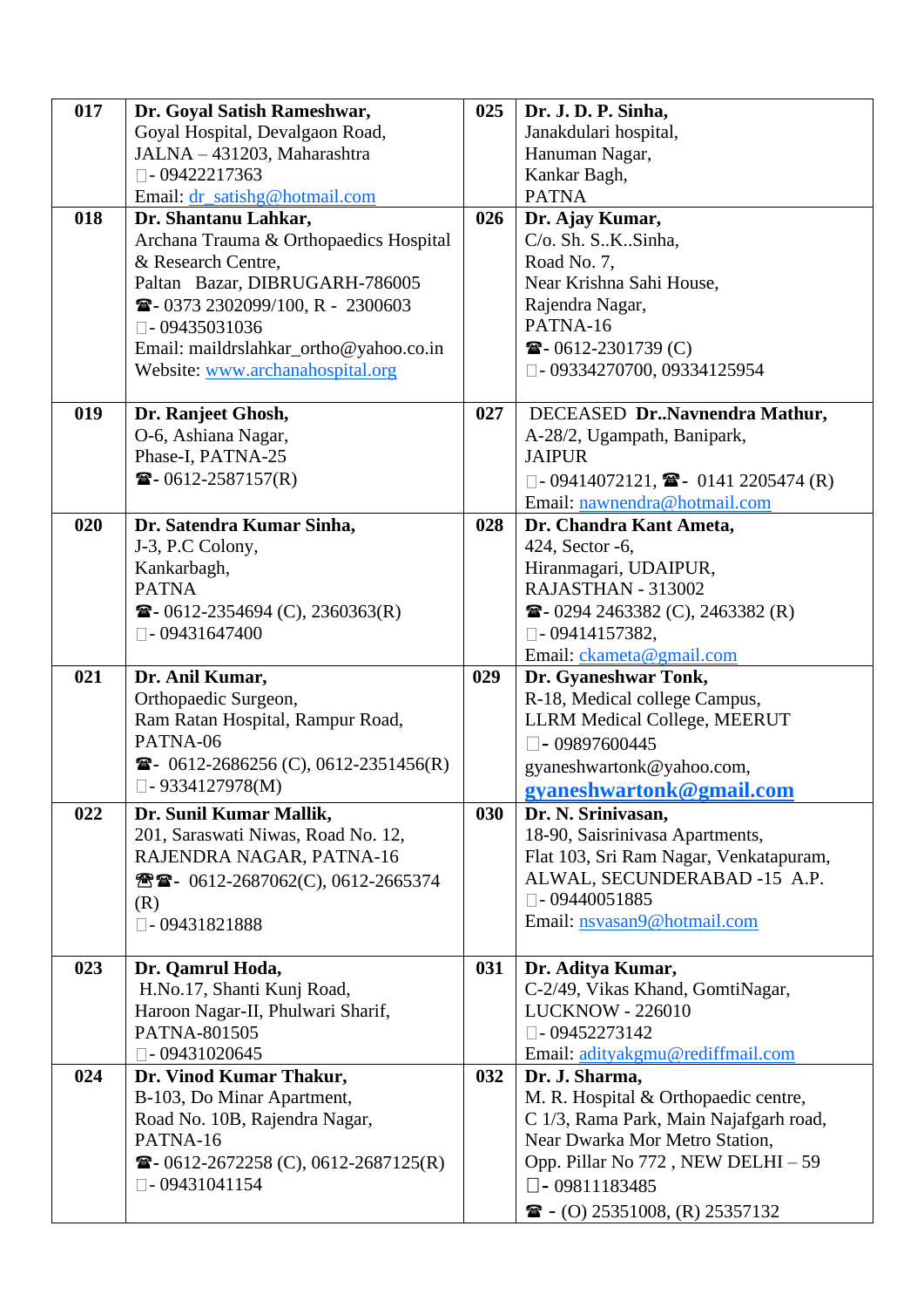| | | | |
|---|---|---|---|
| 017 | **Dr. Goyal Satish Rameshwar,**<br>Goyal Hospital, Devalgaon Road,<br>JALNA – 431203, Maharashtra<br>- 09422217363<br>Email: dr_satishg@hotmail.com | 025 | **Dr. J. D. P. Sinha,**<br>Janakdulari hospital,<br>Hanuman Nagar,<br>Kankar Bagh,<br>PATNA |
| 018 | **Dr. Shantanu Lahkar,**<br>Archana Trauma & Orthopaedics Hospital & Research Centre,<br>Paltan Bazar, DIBRUGARH-786005<br>☎- 0373 2302099/100, R - 2300603<br>- 09435031036<br>Email: maildrslahkar_ortho@yahoo.co.in<br>Website: www.archanahospital.org | 026 | **Dr. Ajay Kumar,**<br>C/o. Sh. S..K..Sinha,<br>Road No. 7,<br>Near Krishna Sahi House,<br>Rajendra Nagar,<br>PATNA-16<br>☎- 0612-2301739 (C)<br>- 09334270700, 09334125954 |
| 019 | **Dr. Ranjeet Ghosh,**<br>O-6, Ashiana Nagar,<br>Phase-I, PATNA-25<br>☎- 0612-2587157(R) | 027 | DECEASED **Dr..Navnendra Mathur,**<br>A-28/2, Ugampath, Banipark,<br>JAIPUR<br>- 09414072121, ☎- 0141 2205474 (R)<br>Email: nawnendra@hotmail.com |
| 020 | **Dr. Satendra Kumar Sinha,**<br>J-3, P.C Colony,<br>Kankarbagh,<br>PATNA<br>☎- 0612-2354694 (C), 2360363(R)<br>- 09431647400 | 028 | **Dr. Chandra Kant Ameta,**<br>424, Sector -6,<br>Hiranmagari, UDAIPUR,<br>RAJASTHAN - 313002<br>☎- 0294 2463382 (C), 2463382 (R)<br>- 09414157382,<br>Email: ckameta@gmail.com |
| 021 | **Dr. Anil Kumar,**<br>Orthopaedic Surgeon,<br>Ram Ratan Hospital, Rampur Road,<br>PATNA-06<br>☎- 0612-2686256 (C), 0612-2351456(R)<br>- 9334127978(M) | 029 | **Dr. Gyaneshwar Tonk,**<br>R-18, Medical college Campus,<br>LLRM Medical College, MEERUT<br>- 09897600445<br>gyaneshwartonk@yahoo.com,<br>**gyaneshwartonk@gmail.com** |
| 022 | **Dr. Sunil Kumar Mallik,**<br>201, Saraswati Niwas, Road No. 12,<br>RAJENDRA NAGAR, PATNA-16<br>☎☎- 0612-2687062(C), 0612-2665374 (R)<br>- 09431821888 | 030 | **Dr. N. Srinivasan,**<br>18-90, Saisrinivasa Apartments,<br>Flat 103, Sri Ram Nagar, Venkatapuram,<br>ALWAL, SECUNDERABAD -15 A.P.<br>- 09440051885<br>Email: nsvasan9@hotmail.com |
| 023 | **Dr. Qamrul Hoda,**<br>H.No.17, Shanti Kunj Road,<br>Haroon Nagar-II, Phulwari Sharif,<br>PATNA-801505<br>- 09431020645 | 031 | **Dr. Aditya Kumar,**<br>C-2/49, Vikas Khand, GomtiNagar,<br>LUCKNOW - 226010<br>- 09452273142<br>Email: adityakgmu@rediffmail.com |
| 024 | **Dr. Vinod Kumar Thakur,**<br>B-103, Do Minar Apartment,<br>Road No. 10B, Rajendra Nagar,<br>PATNA-16<br>☎- 0612-2672258 (C), 0612-2687125(R)<br>- 09431041154 | 032 | **Dr. J. Sharma,**<br>M. R. Hospital & Orthopaedic centre,<br>C 1/3, Rama Park, Main Najafgarh road,<br>Near Dwarka Mor Metro Station,<br>Opp. Pillar No 772 , NEW DELHI – 59<br>- 09811183485<br>☎ - (O) 25351008, (R) 25357132 |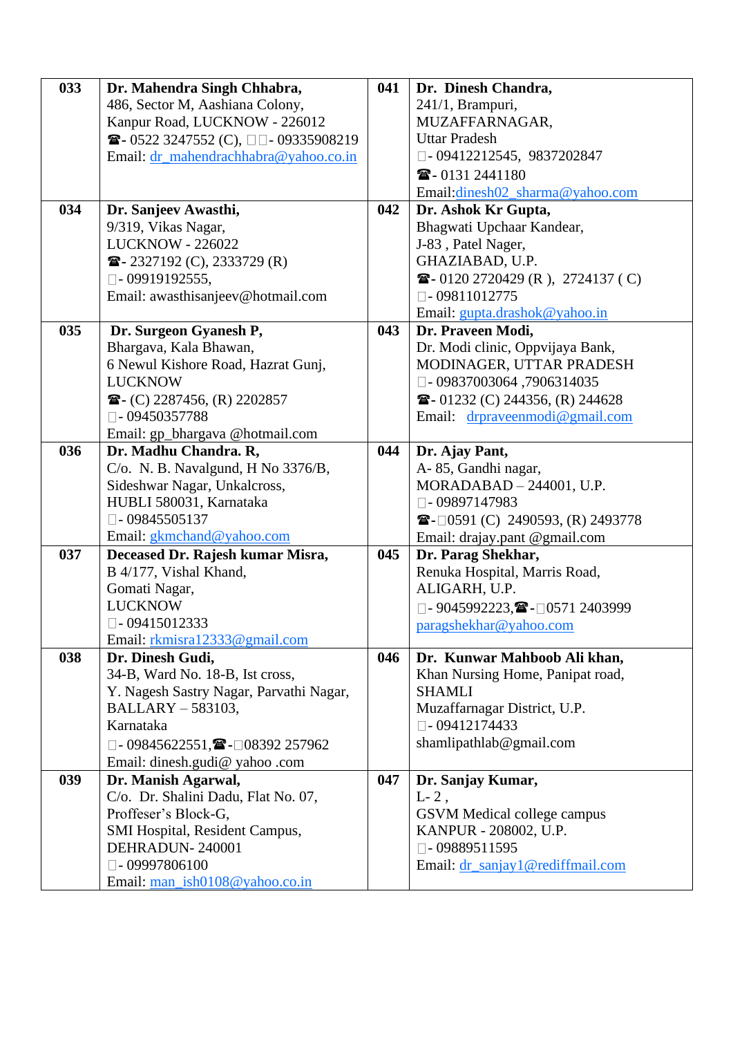| | | | |
|---|---|---|---|
| **033** | **Dr. Mahendra Singh Chhabra,**<br>486, Sector M, Aashiana Colony,<br>Kanpur Road, LUCKNOW - 226012<br>☎- 0522 3247552 (C), - 09335908219<br>Email: dr_mahendrachhabra@yahoo.co.in | **041** | **Dr. Dinesh Chandra,**<br>241/1, Brampuri,<br>MUZAFFARNAGAR,<br>Uttar Pradesh<br>- 09412212545, 9837202847<br>☎- 0131 2441180<br>Email:dinesh02_sharma@yahoo.com |
| **034** | **Dr. Sanjeev Awasthi,**<br>9/319, Vikas Nagar,<br>LUCKNOW - 226022<br>☎- 2327192 (C), 2333729 (R)<br>- 09919192555,<br>Email: awasthisanjeev@hotmail.com | **042** | **Dr. Ashok Kr Gupta,**<br>Bhagwati Upchaar Kandear,<br>J-83 , Patel Nager,<br>GHAZIABAD, U.P.<br>☎- 0120 2720429 (R ), 2724137 ( C)<br>- 09811012775<br>Email: gupta.drashok@yahoo.in |
| **035** | **Dr. Surgeon Gyanesh P,**<br>Bhargava, Kala Bhawan,<br>6 Newul Kishore Road, Hazrat Gunj,<br>LUCKNOW<br>☎- (C) 2287456, (R) 2202857<br>- 09450357788<br>Email: gp_bhargava @hotmail.com | **043** | **Dr. Praveen Modi,**<br>Dr. Modi clinic, Oppvijaya Bank,<br>MODINAGER, UTTAR PRADESH<br>- 09837003064 ,7906314035<br>☎- 01232 (C) 244356, (R) 244628<br>Email: drpraveenmodi@gmail.com |
| **036** | **Dr. Madhu Chandra. R,**<br>C/o. N. B. Navalgund, H No 3376/B,<br>Sideshwar Nagar, Unkalcross,<br>HUBLI 580031, Karnataka<br>- 09845505137<br>Email: gkmchand@yahoo.com | **044** | **Dr. Ajay Pant,**<br>A- 85, Gandhi nagar,<br>MORADABAD – 244001, U.P.<br>- 09897147983<br>☎- 0591 (C) 2490593, (R) 2493778<br>Email: drajay.pant @gmail.com |
| **037** | **Deceased Dr. Rajesh kumar Misra,**<br>B 4/177, Vishal Khand,<br>Gomati Nagar,<br>LUCKNOW<br>- 09415012333<br>Email: rkmisra12333@gmail.com | **045** | **Dr. Parag Shekhar,**<br>Renuka Hospital, Marris Road,<br>ALIGARH, U.P.<br>- 9045992223,☎- 0571 2403999<br>paragshekhar@yahoo.com |
| **038** | **Dr. Dinesh Gudi,**<br>34-B, Ward No. 18-B, Ist cross,<br>Y. Nagesh Sastry Nagar, Parvathi Nagar,<br>BALLARY – 583103,<br>Karnataka<br>- 09845622551,☎- 08392 257962<br>Email: dinesh.gudi@ yahoo .com | **046** | **Dr. Kunwar Mahboob Ali khan,**<br>Khan Nursing Home, Panipat road,<br>SHAMLI<br>Muzaffarnagar District, U.P.<br>- 09412174433<br>shamlipathlab@gmail.com |
| **039** | **Dr. Manish Agarwal,**<br>C/o. Dr. Shalini Dadu, Flat No. 07,<br>Proffeser's Block-G,<br>SMI Hospital, Resident Campus,<br>DEHRADUN- 240001<br>- 09997806100<br>Email: man_ish0108@yahoo.co.in | **047** | **Dr. Sanjay Kumar,**<br>L- 2 ,<br>GSVM Medical college campus<br>KANPUR - 208002, U.P.<br>- 09889511595<br>Email: dr_sanjay1@rediffmail.com |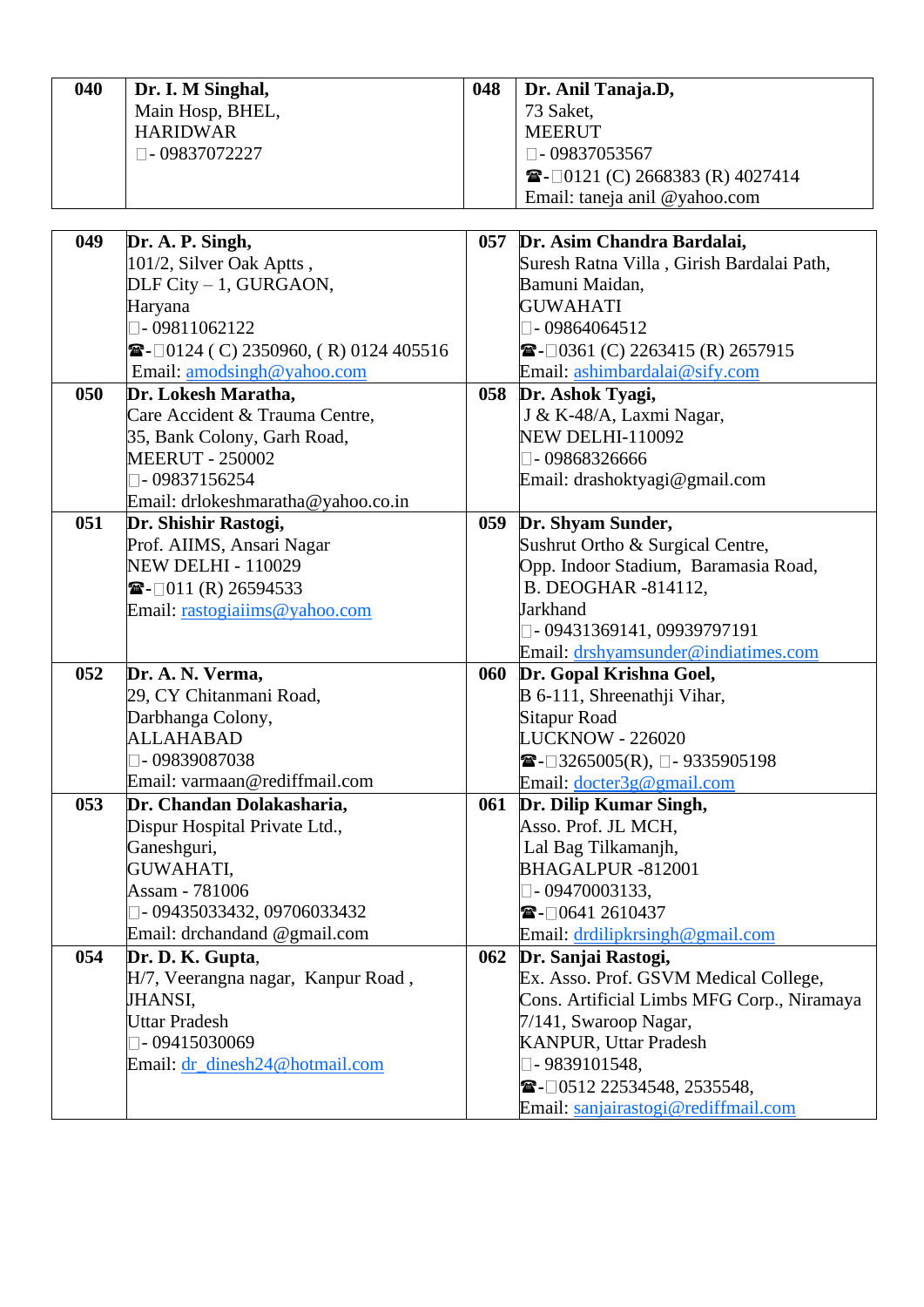| 040 | **Dr. I. M Singhal,**<br>Main Hosp, BHEL,<br>HARIDWAR<br>□- 09837072227 | 048 | **Dr. Anil Tanaja.D,**<br>73 Saket,<br>MEERUT<br>□- 09837053567<br>☎-□0121 (C) 2668383 (R) 4027414<br>Email: taneja anil @yahoo.com |
|---|---|---|---|

| 049 | **Dr. A. P. Singh,**<br>101/2, Silver Oak Aptts ,<br>DLF City – 1, GURGAON,<br>Haryana<br>□- 09811062122<br>☎-□0124 ( C) 2350960, ( R) 0124 405516<br>Email: amodsingh@yahoo.com | 057 | **Dr. Asim Chandra Bardalai,**<br>Suresh Ratna Villa , Girish Bardalai Path,<br>Bamuni Maidan,<br>GUWAHATI<br>□- 09864064512<br>☎-□0361 (C) 2263415 (R) 2657915<br>Email: ashimbardalai@sify.com |
|---|---|---|---|
| 050 | **Dr. Lokesh Maratha,**<br>Care Accident & Trauma Centre,<br>35, Bank Colony, Garh Road,<br>MEERUT - 250002<br>□- 09837156254<br>Email: drlokeshmaratha@yahoo.co.in | 058 | **Dr. Ashok Tyagi,**<br>J & K-48/A, Laxmi Nagar,<br>NEW DELHI-110092<br>□- 09868326666<br>Email: drashoktyagi@gmail.com |
| 051 | **Dr. Shishir Rastogi,**<br>Prof. AIIMS, Ansari Nagar<br>NEW DELHI - 110029<br>☎-□011 (R) 26594533<br>Email: rastogiaiims@yahoo.com | 059 | **Dr. Shyam Sunder,**<br>Sushrut Ortho & Surgical Centre,<br>Opp. Indoor Stadium, Baramasia Road,<br>B. DEOGHAR -814112,<br>Jarkhand<br>□- 09431369141, 09939797191<br>Email: drshyamsunder@indiatimes.com |
| 052 | **Dr. A. N. Verma,**<br>29, CY Chitanmani Road,<br>Darbhanga Colony,<br>ALLAHABAD<br>□- 09839087038<br>Email: varmaan@rediffmail.com | 060 | **Dr. Gopal Krishna Goel,**<br>B 6-111, Shreenathji Vihar,<br>Sitapur Road<br>LUCKNOW - 226020<br>☎-□3265005(R), □- 9335905198<br>Email: docter3g@gmail.com |
| 053 | **Dr. Chandan Dolakasharia,**<br>Dispur Hospital Private Ltd.,<br>Ganeshguri,<br>GUWAHATI,<br>Assam - 781006<br>□- 09435033432, 09706033432<br>Email: drchandand @gmail.com | 061 | **Dr. Dilip Kumar Singh,**<br>Asso. Prof. JL MCH,<br>Lal Bag Tilkamanjh,<br>BHAGALPUR -812001<br>□- 09470003133,<br>☎-□0641 2610437<br>Email: drdilipkrsingh@gmail.com |
| 054 | **Dr. D. K. Gupta**,<br>H/7, Veerangna nagar, Kanpur Road ,<br>JHANSI,<br>Uttar Pradesh<br>□- 09415030069<br>Email: dr_dinesh24@hotmail.com | 062 | **Dr. Sanjai Rastogi,**<br>Ex. Asso. Prof. GSVM Medical College,<br>Cons. Artificial Limbs MFG Corp., Niramaya<br>7/141, Swaroop Nagar,<br>KANPUR, Uttar Pradesh<br>□- 9839101548,<br>☎-□0512 22534548, 2535548,<br>Email: sanjairastogi@rediffmail.com |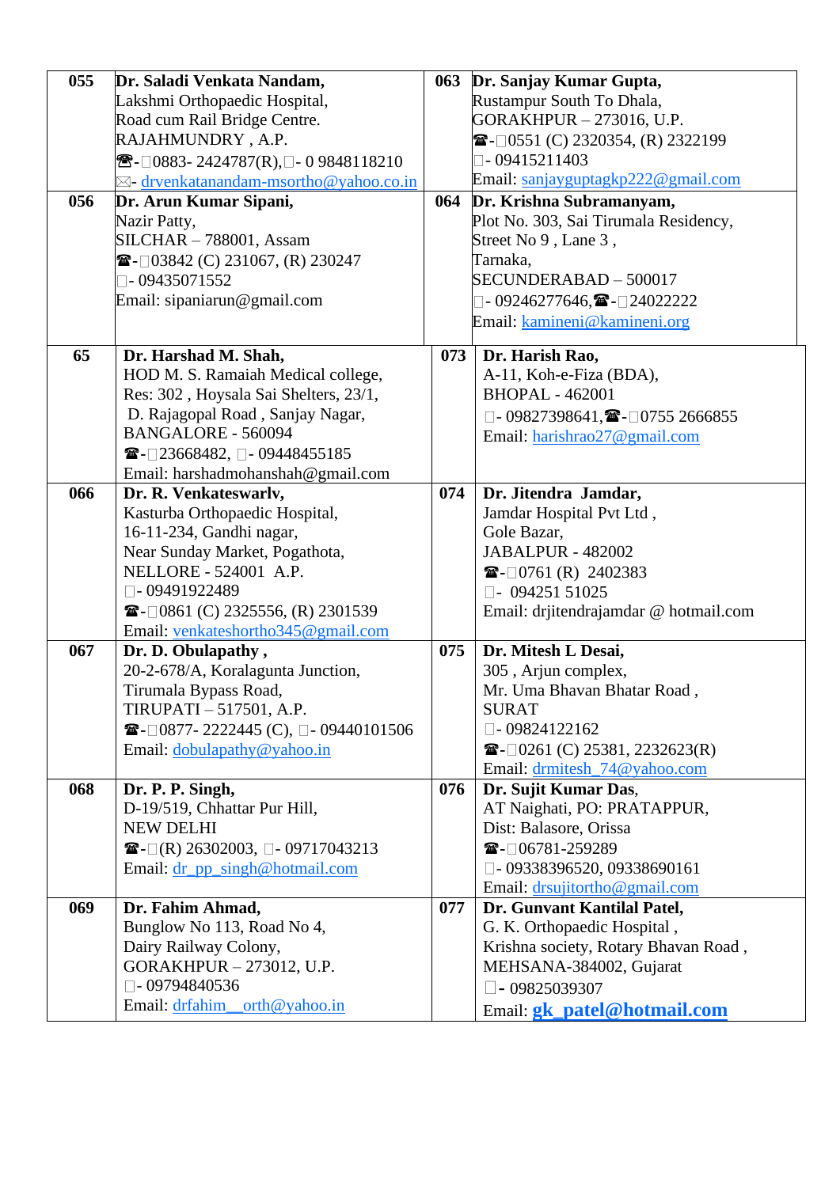| | | | |
|---|---|---|---|
| 055 | **Dr. Saladi Venkata Nandam,**<br>Lakshmi Orthopaedic Hospital,<br>Road cum Rail Bridge Centre.<br>RAJAHMUNDRY , A.P.<br>☎- 0883- 2424787(R), - 0 9848118210<br>✉- drvenkatanandam-msortho@yahoo.co.in | 063 | **Dr. Sanjay Kumar Gupta,**<br>Rustampur South To Dhala,<br>GORAKHPUR – 273016, U.P.<br>☎- 0551 (C) 2320354, (R) 2322199<br>- 09415211403<br>Email: sanjayguptagkp222@gmail.com |
| 056 | **Dr. Arun Kumar Sipani,**<br>Nazir Patty,<br>SILCHAR – 788001, Assam<br>☎- 03842 (C) 231067, (R) 230247<br>- 09435071552<br>Email: sipaniarun@gmail.com | 064 | **Dr. Krishna Subramanyam,**<br>Plot No. 303, Sai Tirumala Residency,<br>Street No 9 , Lane 3 ,<br>Tarnaka,<br>SECUNDERABAD – 500017<br>- 09246277646, ☎- 24022222<br>Email: kamineni@kamineni.org |
| 65 | **Dr. Harshad M. Shah,**<br>HOD M. S. Ramaiah Medical college,<br>Res: 302 , Hoysala Sai Shelters, 23/1,<br>D. Rajagopal Road , Sanjay Nagar,<br>BANGALORE - 560094<br>☎- 23668482, - 09448455185<br>Email: harshadmohanshah@gmail.com | 073 | **Dr. Harish Rao,**<br>A-11, Koh-e-Fiza (BDA),<br>BHOPAL - 462001<br>- 09827398641, ☎- 0755 2666855<br>Email: harishrao27@gmail.com |
| 066 | **Dr. R. Venkateswarlv,**<br>Kasturba Orthopaedic Hospital,<br>16-11-234, Gandhi nagar,<br>Near Sunday Market, Pogathota,<br>NELLORE - 524001 A.P.<br>- 09491922489<br>☎- 0861 (C) 2325556, (R) 2301539<br>Email: venkateshortho345@gmail.com | 074 | **Dr. Jitendra Jamdar,**<br>Jamdar Hospital Pvt Ltd ,<br>Gole Bazar,<br>JABALPUR - 482002<br>☎- 0761 (R) 2402383<br>- 094251 51025<br>Email: drjitendrajamdar @ hotmail.com |
| 067 | **Dr. D. Obulapathy ,**<br>20-2-678/A, Koralagunta Junction,<br>Tirumala Bypass Road,<br>TIRUPATI – 517501, A.P.<br>☎- 0877- 2222445 (C), - 09440101506<br>Email: dobulapathy@yahoo.in | 075 | **Dr. Mitesh L Desai,**<br>305 , Arjun complex,<br>Mr. Uma Bhavan Bhatar Road ,<br>SURAT<br>- 09824122162<br>☎- 0261 (C) 25381, 2232623(R)<br>Email: drmitesh_74@yahoo.com |
| 068 | **Dr. P. P. Singh,**<br>D-19/519, Chhattar Pur Hill,<br>NEW DELHI<br>☎- (R) 26302003, - 09717043213<br>Email: dr_pp_singh@hotmail.com | 076 | **Dr. Sujit Kumar Das,**<br>AT Naighati, PO: PRATAPPUR,<br>Dist: Balasore, Orissa<br>☎- 06781-259289<br>- 09338396520, 09338690161<br>Email: drsujitortho@gmail.com |
| 069 | **Dr. Fahim Ahmad,**<br>Bunglow No 113, Road No 4,<br>Dairy Railway Colony,<br>GORAKHPUR – 273012, U.P.<br>- 09794840536<br>Email: drfahim__orth@yahoo.in | 077 | **Dr. Gunvant Kantilal Patel,**<br>G. K. Orthopaedic Hospital ,<br>Krishna society, Rotary Bhavan Road ,<br>MEHSANA-384002, Gujarat<br>- 09825039307<br>Email: **gk_patel@hotmail.com** |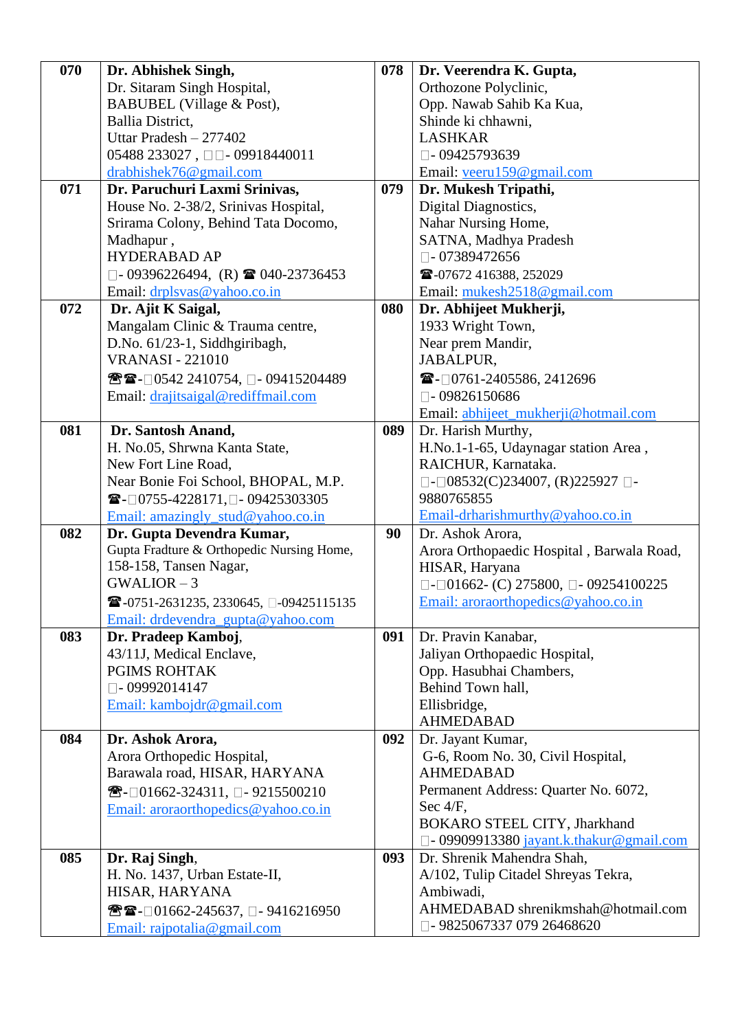| | | | |
|---|---|---|---|
| **070** | **Dr. Abhishek Singh,**<br>Dr. Sitaram Singh Hospital,<br>BABUBEL (Village & Post),<br>Ballia District,<br>Uttar Pradesh – 277402<br>05488 233027 , - 09918440011<br>drabhishek76@gmail.com | **078** | **Dr. Veerendra K. Gupta,**<br>Orthozone Polyclinic,<br>Opp. Nawab Sahib Ka Kua,<br>Shinde ki chhawni,<br>LASHKAR<br>- 09425793639<br>Email: veeru159@gmail.com |
| **071** | **Dr. Paruchuri Laxmi Srinivas,**<br>House No. 2-38/2, Srinivas Hospital,<br>Srirama Colony, Behind Tata Docomo,<br>Madhapur ,<br>HYDERABAD AP<br>- 09396226494, (R) ☎ 040-23736453<br>Email: drplsvas@yahoo.co.in | **079** | **Dr. Mukesh Tripathi,**<br>Digital Diagnostics,<br>Nahar Nursing Home,<br>SATNA, Madhya Pradesh<br>- 07389472656<br>☎-07672 416388, 252029<br>Email: mukesh2518@gmail.com |
| **072** | **Dr. Ajit K Saigal,**<br>Mangalam Clinic & Trauma centre,<br>D.No. 61/23-1, Siddhgiribagh,<br>VRANASI - 221010<br>☎☎-0542 2410754, - 09415204489<br>Email: drajitsaigal@rediffmail.com | **080** | **Dr. Abhijeet Mukherji,**<br>1933 Wright Town,<br>Near prem Mandir,<br>JABALPUR,<br>☎-0761-2405586, 2412696<br>- 09826150686<br>Email: abhijeet_mukherji@hotmail.com |
| **081** | **Dr. Santosh Anand,**<br>H. No.05, Shrwna Kanta State,<br>New Fort Line Road,<br>Near Bonie Foi School, BHOPAL, M.P.<br>☎-0755-4228171, - 09425303305<br>Email: amazingly_stud@yahoo.co.in | **089** | Dr. Harish Murthy,<br>H.No.1-1-65, Udaynagar station Area ,<br>RAICHUR, Karnataka.<br>-08532(C)234007, (R)225927 -<br>9880765855<br>Email-drharishmurthy@yahoo.co.in |
| **082** | **Dr. Gupta Devendra Kumar,**<br>Gupta Fradture & Orthopedic Nursing Home,<br>158-158, Tansen Nagar,<br>GWALIOR – 3<br>☎-0751-2631235, 2330645, -09425115135<br>Email: drdevendra_gupta@yahoo.com | **90** | Dr. Ashok Arora,<br>Arora Orthopaedic Hospital , Barwala Road,<br>HISAR, Haryana<br>-01662- (C) 275800, - 09254100225<br>Email: aroraorthopedics@yahoo.co.in |
| **083** | **Dr. Pradeep Kamboj**,<br>43/11J, Medical Enclave,<br>PGIMS ROHTAK<br>- 09992014147<br>Email: kambojdr@gmail.com | **091** | Dr. Pravin Kanabar,<br>Jaliyan Orthopaedic Hospital,<br>Opp. Hasubhai Chambers,<br>Behind Town hall,<br>Ellisbridge,<br>AHMEDABAD |
| **084** | **Dr. Ashok Arora,**<br>Arora Orthopedic Hospital,<br>Barawala road, HISAR, HARYANA<br>☎-01662-324311, - 9215500210<br>Email: aroraorthopedics@yahoo.co.in | **092** | Dr. Jayant Kumar,<br>G-6, Room No. 30, Civil Hospital,<br>AHMEDABAD<br>Permanent Address: Quarter No. 6072,<br>Sec 4/F,<br>BOKARO STEEL CITY, Jharkhand<br>- 09909913380 jayant.k.thakur@gmail.com |
| **085** | **Dr. Raj Singh**,<br>H. No. 1437, Urban Estate-II,<br>HISAR, HARYANA<br>☎☎-01662-245637, - 9416216950<br>Email: rajpotalia@gmail.com | **093** | Dr. Shrenik Mahendra Shah,<br>A/102, Tulip Citadel Shreyas Tekra,<br>Ambiwadi,<br>AHMEDABAD shrenikmshah@hotmail.com<br>- 9825067337 079 26468620 |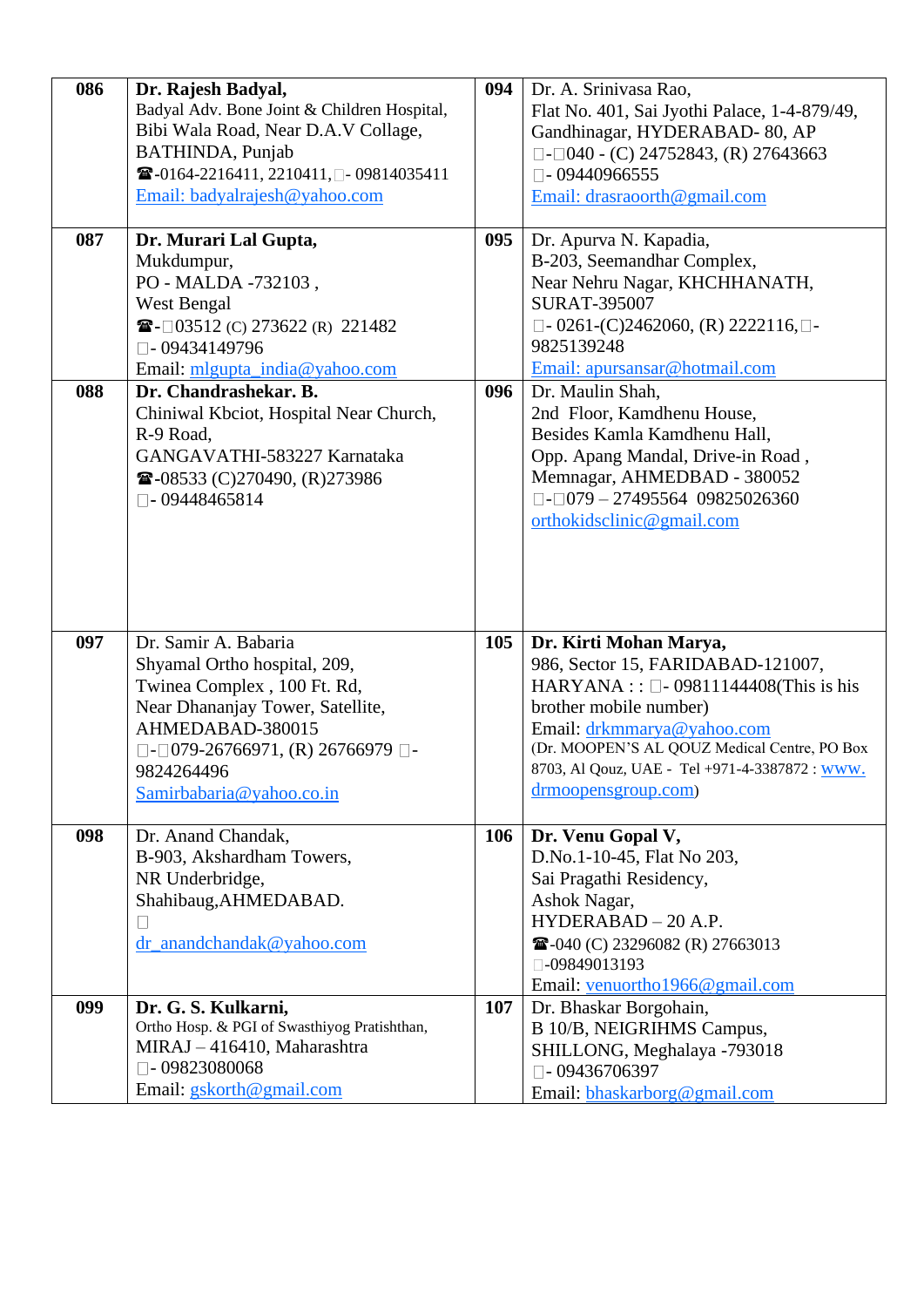| | | | |
|---|---|---|---|
| **086** | **Dr. Rajesh Badyal,**<br>Badyal Adv. Bone Joint & Children Hospital,<br>Bibi Wala Road, Near D.A.V Collage,<br>BATHINDA, Punjab<br>☎-0164-2216411, 2210411, - 09814035411<br>Email: badyalrajesh@yahoo.com | **094** | Dr. A. Srinivasa Rao,<br>Flat No. 401, Sai Jyothi Palace, 1-4-879/49,<br>Gandhinagar, HYDERABAD- 80, AP<br>-040 - (C) 24752843, (R) 27643663<br>- 09440966555<br>Email: drasraoorth@gmail.com |
| **087** | **Dr. Murari Lal Gupta,**<br>Mukdumpur,<br>PO - MALDA -732103 ,<br>West Bengal<br>☎-03512 (C) 273622 (R) 221482<br>- 09434149796<br>Email: mlgupta_india@yahoo.com | **095** | Dr. Apurva N. Kapadia,<br>B-203, Seemandhar Complex,<br>Near Nehru Nagar, KHCHHANATH,<br>SURAT-395007<br>- 0261-(C)2462060, (R) 2222116, -<br>9825139248<br>Email: apursansar@hotmail.com |
| **088** | **Dr. Chandrashekar. B.**<br>Chiniwal Kbciot, Hospital Near Church,<br>R-9 Road,<br>GANGAVATHI-583227 Karnataka<br>☎-08533 (C)270490, (R)273986<br>- 09448465814 | **096** | Dr. Maulin Shah,<br>2nd Floor, Kamdhenu House,<br>Besides Kamla Kamdhenu Hall,<br>Opp. Apang Mandal, Drive-in Road ,<br>Memnagar, AHMEDBAD - 380052<br>-079 – 27495564 09825026360<br>orthokidsclinic@gmail.com |
| **097** | Dr. Samir A. Babaria<br>Shyamal Ortho hospital, 209,<br>Twinea Complex , 100 Ft. Rd,<br>Near Dhananjay Tower, Satellite,<br>AHMEDABAD-380015<br>-079-26766971, (R) 26766979 -<br>9824264496<br>Samirbabaria@yahoo.co.in | **105** | **Dr. Kirti Mohan Marya,**<br>986, Sector 15, FARIDABAD-121007,<br>HARYANA : : - 09811144408(This is his brother mobile number)<br>Email: drkmmarya@yahoo.com<br>(Dr. MOOPEN'S AL QOUZ Medical Centre, PO Box 8703, Al Qouz, UAE - Tel +971-4-3387872 : www.drmoopensgroup.com) |
| **098** | Dr. Anand Chandak,<br>B-903, Akshardham Towers,<br>NR Underbridge,<br>Shahibaug,AHMEDABAD.<br>dr_anandchandak@yahoo.com | **106** | **Dr. Venu Gopal V,**<br>D.No.1-10-45, Flat No 203,<br>Sai Pragathi Residency,<br>Ashok Nagar,<br>HYDERABAD – 20 A.P.<br>☎-040 (C) 23296082 (R) 27663013<br>-09849013193<br>Email: venuortho1966@gmail.com |
| **099** | **Dr. G. S. Kulkarni,**<br>Ortho Hosp. & PGI of Swasthiyog Pratishthan,<br>MIRAJ – 416410, Maharashtra<br>- 09823080068<br>Email: gskorth@gmail.com | **107** | Dr. Bhaskar Borgohain,<br>B 10/B, NEIGRIHMS Campus,<br>SHILLONG, Meghalaya -793018<br>- 09436706397<br>Email: bhaskarborg@gmail.com |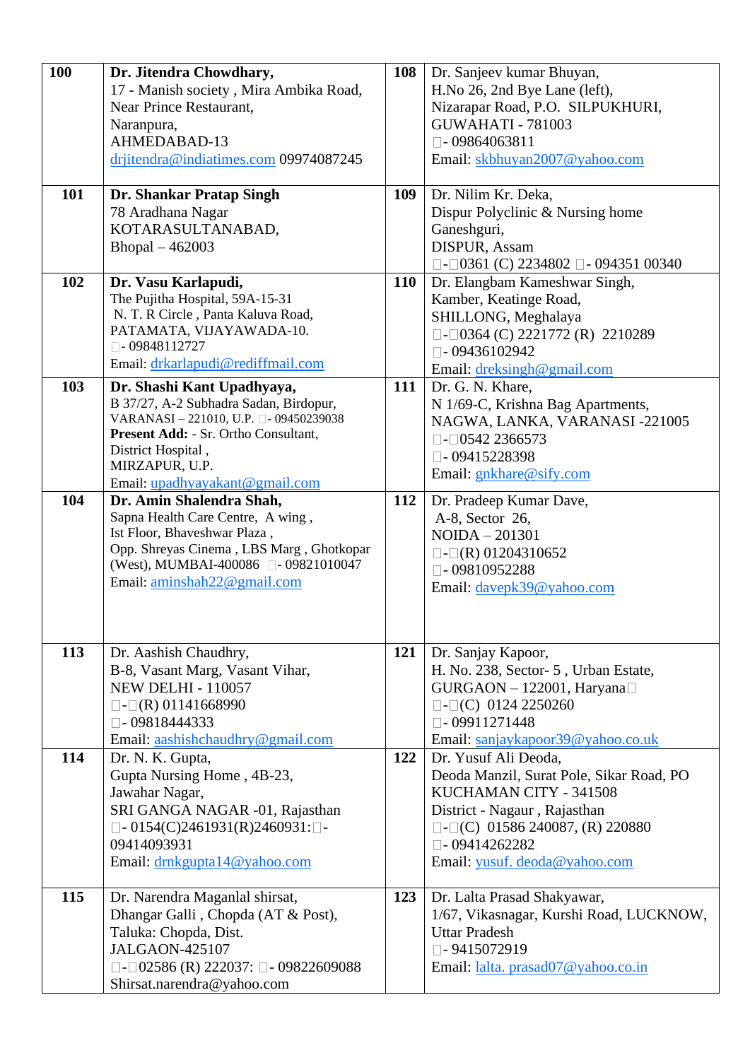| | | | |
|---|---|---|---|
| **100** | **Dr. Jitendra Chowdhary,**<br>17 - Manish society , Mira Ambika Road,<br>Near Prince Restaurant,<br>Naranpura,<br>AHMEDABAD-13<br>drjitendra@indiatimes.com 09974087245 | **108** | Dr. Sanjeev kumar Bhuyan,<br>H.No 26, 2nd Bye Lane (left),<br>Nizarapar Road, P.O. SILPUKHURI,<br>GUWAHATI - 781003<br>- 09864063811<br>Email: skbhuyan2007@yahoo.com |
| **101** | **Dr. Shankar Pratap Singh**<br>78 Aradhana Nagar<br>KOTARASULTANABAD,<br>Bhopal – 462003 | **109** | Dr. Nilim Kr. Deka,<br>Dispur Polyclinic & Nursing home<br>Ganeshguri,<br>DISPUR, Assam<br>-0361 (C) 2234802 - 094351 00340 |
| **102** | **Dr. Vasu Karlapudi,**<br>The Pujitha Hospital, 59A-15-31<br>N. T. R Circle , Panta Kaluva Road,<br>PATAMATA, VIJAYAWADA-10.<br>- 09848112727<br>Email: drkarlapudi@rediffmail.com | **110** | Dr. Elangbam Kameshwar Singh,<br>Kamber, Keatinge Road,<br>SHILLONG, Meghalaya<br>-0364 (C) 2221772 (R) 2210289<br>- 09436102942<br>Email: dreksingh@gmail.com |
| **103** | **Dr. Shashi Kant Upadhyaya,**<br>B 37/27, A-2 Subhadra Sadan, Birdopur,<br>VARANASI – 221010, U.P. - 09450239038<br>**Present Add:** - Sr. Ortho Consultant,<br>District Hospital ,<br>MIRZAPUR, U.P.<br>Email: upadhyayakant@gmail.com | **111** | Dr. G. N. Khare,<br>N 1/69-C, Krishna Bag Apartments,<br>NAGWA, LANKA, VARANASI -221005<br>-0542 2366573<br>- 09415228398<br>Email: gnkhare@sify.com |
| **104** | **Dr. Amin Shalendra Shah,**<br>Sapna Health Care Centre, A wing ,<br>Ist Floor, Bhaveshwar Plaza ,<br>Opp. Shreyas Cinema , LBS Marg , Ghotkopar<br>(West), MUMBAI-400086 - 09821010047<br>Email: aminshah22@gmail.com | **112** | Dr. Pradeep Kumar Dave,<br>A-8, Sector 26,<br>NOIDA – 201301<br>-(R) 01204310652<br>- 09810952288<br>Email: davepk39@yahoo.com |
| **113** | Dr. Aashish Chaudhry,<br>B-8, Vasant Marg, Vasant Vihar,<br>NEW DELHI - 110057<br>-(R) 01141668990<br>- 09818444333<br>Email: aashishchaudhry@gmail.com | **121** | Dr. Sanjay Kapoor,<br>H. No. 238, Sector- 5 , Urban Estate,<br>GURGAON – 122001, Haryana<br>-(C) 0124 2250260<br>- 09911271448<br>Email: sanjaykapoor39@yahoo.co.uk |
| **114** | Dr. N. K. Gupta,<br>Gupta Nursing Home , 4B-23,<br>Jawahar Nagar,<br>SRI GANGA NAGAR -01, Rajasthan<br>- 0154(C)2461931(R)2460931:-<br>09414093931<br>Email: drnkgupta14@yahoo.com | **122** | Dr. Yusuf Ali Deoda,<br>Deoda Manzil, Surat Pole, Sikar Road, PO<br>KUCHAMAN CITY - 341508<br>District - Nagaur , Rajasthan<br>-(C) 01586 240087, (R) 220880<br>- 09414262282<br>Email: yusuf. deoda@yahoo.com |
| **115** | Dr. Narendra Maganlal shirsat,<br>Dhangar Galli , Chopda (AT & Post),<br>Taluka: Chopda, Dist.<br>JALGAON-425107<br>-02586 (R) 222037: - 09822609088<br>Shirsat.narendra@yahoo.com | **123** | Dr. Lalta Prasad Shakyawar,<br>1/67, Vikasnagar, Kurshi Road, LUCKNOW,<br>Uttar Pradesh<br>- 9415072919<br>Email: lalta. prasad07@yahoo.co.in |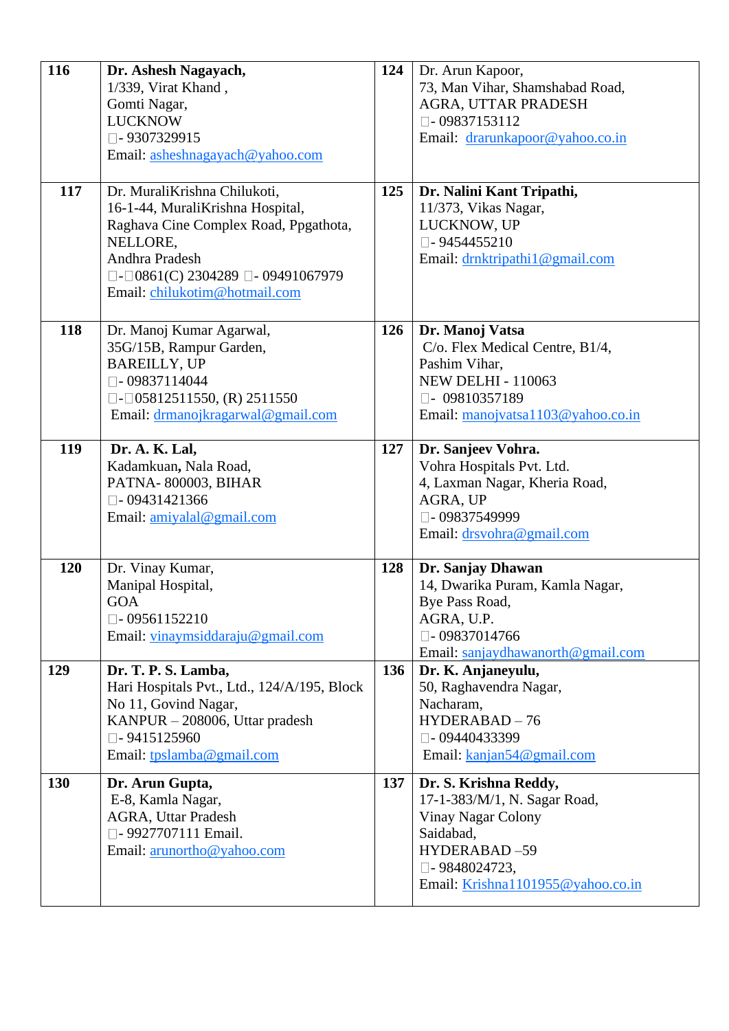| | | | |
|---|---|---|---|
| **116** | **Dr. Ashesh Nagayach,**<br>1/339, Virat Khand ,<br>Gomti Nagar,<br>LUCKNOW<br>- 9307329915<br>Email: asheshnagayach@yahoo.com | **124** | Dr. Arun Kapoor,<br>73, Man Vihar, Shamshabad Road,<br>AGRA, UTTAR PRADESH<br>- 09837153112<br>Email: drarunkapoor@yahoo.co.in |
| **117** | Dr. MuraliKrishna Chilukoti,<br>16-1-44, MuraliKrishna Hospital,<br>Raghava Cine Complex Road, Ppgathota,<br>NELLORE,<br>Andhra Pradesh<br>- 0861(C) 2304289 - 09491067979<br>Email: chilukotim@hotmail.com | **125** | **Dr. Nalini Kant Tripathi,**<br>11/373, Vikas Nagar,<br>LUCKNOW, UP<br>- 9454455210<br>Email: drnktripathi1@gmail.com |
| **118** | Dr. Manoj Kumar Agarwal,<br>35G/15B, Rampur Garden,<br>BAREILLY, UP<br>- 09837114044<br>- 05812511550, (R) 2511550<br>Email: drmanojkragarwal@gmail.com | **126** | **Dr. Manoj Vatsa**<br>C/o. Flex Medical Centre, B1/4,<br>Pashim Vihar,<br>NEW DELHI - 110063<br>- 09810357189<br>Email: manojvatsa1103@yahoo.co.in |
| **119** | **Dr. A. K. Lal,** Kadamkuan, Nala Road,<br>PATNA- 800003, BIHAR<br>- 09431421366<br>Email: amiyalal@gmail.com | **127** | **Dr. Sanjeev Vohra.**<br>Vohra Hospitals Pvt. Ltd.<br>4, Laxman Nagar, Kheria Road,<br>AGRA, UP<br>- 09837549999<br>Email: drsvohra@gmail.com |
| **120** | Dr. Vinay Kumar,<br>Manipal Hospital,<br>GOA<br>- 09561152210<br>Email: vinaymsiddaraju@gmail.com | **128** | **Dr. Sanjay Dhawan**<br>14, Dwarika Puram, Kamla Nagar,<br>Bye Pass Road,<br>AGRA, U.P.<br>- 09837014766<br>Email: sanjaydhawanorth@gmail.com |
| **129** | **Dr. T. P. S. Lamba,**<br>Hari Hospitals Pvt., Ltd., 124/A/195, Block No 11, Govind Nagar,<br>KANPUR – 208006, Uttar pradesh<br>- 9415125960<br>Email: tpslamba@gmail.com | **136** | **Dr. K. Anjaneyulu,**<br>50, Raghavendra Nagar,<br>Nacharam,<br>HYDERABAD – 76<br>- 09440433399<br>Email: kanjan54@gmail.com |
| **130** | **Dr. Arun Gupta,**<br>E-8, Kamla Nagar,<br>AGRA, Uttar Pradesh<br>- 9927707111 Email.<br>Email: arunortho@yahoo.com | **137** | **Dr. S. Krishna Reddy,**<br>17-1-383/M/1, N. Sagar Road,<br>Vinay Nagar Colony<br>Saidabad,<br>HYDERABAD –59<br>- 9848024723,<br>Email: Krishna1101955@yahoo.co.in |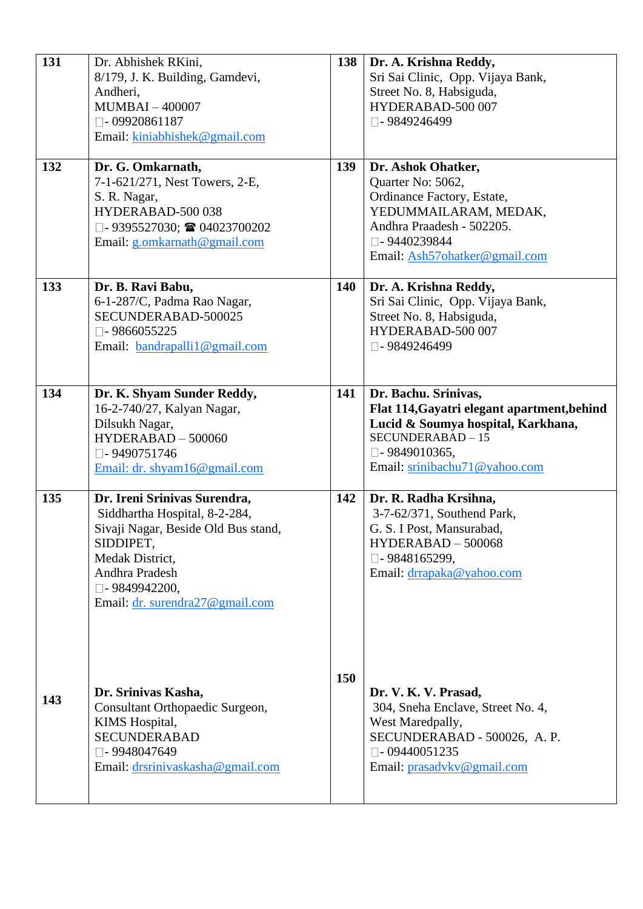| | | | |
|---|---|---|---|
| **131** | Dr. Abhishek RKini,<br>8/179, J. K. Building, Gamdevi,<br>Andheri,<br>MUMBAI – 400007<br>- 09920861187<br>Email: kiniabhishek@gmail.com | **138** | **Dr. A. Krishna Reddy,**<br>Sri Sai Clinic, Opp. Vijaya Bank,<br>Street No. 8, Habsiguda,<br>HYDERABAD-500 007<br>- 9849246499 |
| **132** | **Dr. G. Omkarnath,**<br>7-1-621/271, Nest Towers, 2-E,<br>S. R. Nagar,<br>HYDERABAD-500 038<br>- 9395527030; ☎ 04023700202<br>Email: g.omkarnath@gmail.com | **139** | **Dr. Ashok Ohatker,**<br>Quarter No: 5062,<br>Ordinance Factory, Estate,<br>YEDUMMAILARAM, MEDAK,<br>Andhra Praadesh - 502205.<br>- 9440239844<br>Email: Ash57ohatker@gmail.com |
| **133** | **Dr. B. Ravi Babu,**<br>6-1-287/C, Padma Rao Nagar,<br>SECUNDERABAD-500025<br>- 9866055225<br>Email: bandrapalli1@gmail.com | **140** | **Dr. A. Krishna Reddy,**<br>Sri Sai Clinic, Opp. Vijaya Bank,<br>Street No. 8, Habsiguda,<br>HYDERABAD-500 007<br>- 9849246499 |
| **134** | **Dr. K. Shyam Sunder Reddy,**<br>16-2-740/27, Kalyan Nagar,<br>Dilsukh Nagar,<br>HYDERABAD – 500060<br>- 9490751746<br>Email: dr. shyam16@gmail.com | **141** | **Dr. Bachu. Srinivas,**<br>**Flat 114,Gayatri elegant apartment,behind Lucid & Soumya hospital, Karkhana,**<br>SECUNDERABAD – 15<br>- 9849010365,<br>Email: srinibachu71@yahoo.com |
| **135** | **Dr. Ireni Srinivas Surendra,**<br>Siddhartha Hospital, 8-2-284,<br>Sivaji Nagar, Beside Old Bus stand,<br>SIDDIPET,<br>Medak District,<br>Andhra Pradesh<br>- 9849942200,<br>Email: dr. surendra27@gmail.com | **142** | **Dr. R. Radha Krsihna,**<br>3-7-62/371, Southend Park,<br>G. S. I Post, Mansurabad,<br>HYDERABAD – 500068<br>- 9848165299,<br>Email: drrapaka@yahoo.com |
| **143** | **Dr. Srinivas Kasha,**<br>Consultant Orthopaedic Surgeon,<br>KIMS Hospital,<br>SECUNDERABAD<br>- 9948047649<br>Email: drsrinivaskasha@gmail.com | **150** | **Dr. V. K. V. Prasad,**<br>304, Sneha Enclave, Street No. 4,<br>West Maredpally,<br>SECUNDERABAD - 500026, A. P.<br>- 09440051235<br>Email: prasadvkv@gmail.com |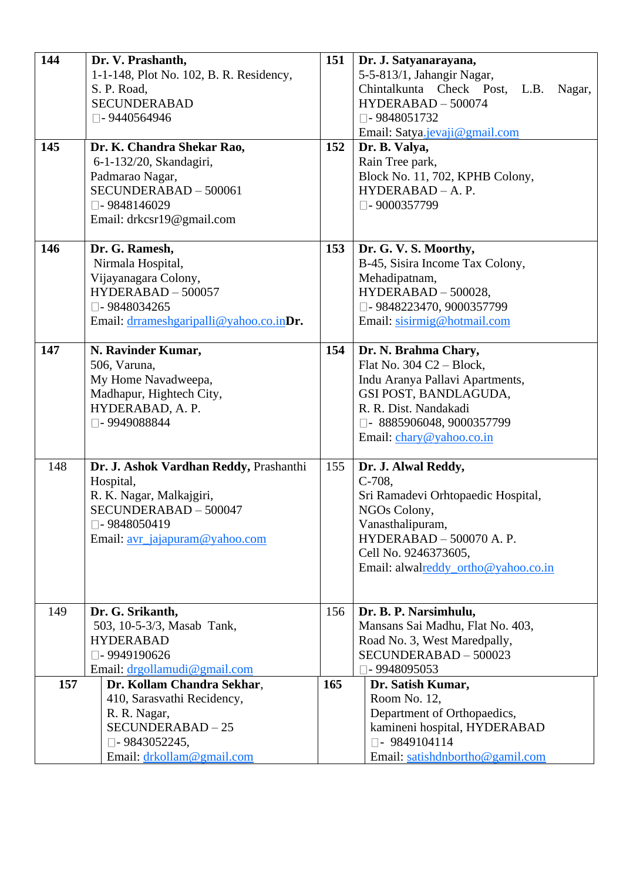| | | | |
|---|---|---|---|
| **144** | **Dr. V. Prashanth,**<br>1-1-148, Plot No. 102, B. R. Residency,<br>S. P. Road,<br>SECUNDERABAD<br>- 9440564946 | **151** | **Dr. J. Satyanarayana,**<br>5-5-813/1, Jahangir Nagar,<br>Chintalkunta Check Post, L.B. Nagar,<br>HYDERABAD – 500074<br>- 9848051732<br>Email: Satya.jevaji@gmail.com |
| **145** | **Dr. K. Chandra Shekar Rao,**<br>6-1-132/20, Skandagiri,<br>Padmarao Nagar,<br>SECUNDERABAD – 500061<br>- 9848146029<br>Email: drkcsr19@gmail.com | **152** | **Dr. B. Valya,**<br>Rain Tree park,<br>Block No. 11, 702, KPHB Colony,<br>HYDERABAD – A. P.<br>- 9000357799 |
| **146** | **Dr. G. Ramesh,**<br>Nirmala Hospital,<br>Vijayanagara Colony,<br>HYDERABAD – 500057<br>- 9848034265<br>Email: drrameshgaripalli@yahoo.co.in**Dr.** | **153** | **Dr. G. V. S. Moorthy,**<br>B-45, Sisira Income Tax Colony,<br>Mehadipatnam,<br>HYDERABAD – 500028,<br>- 9848223470, 9000357799<br>Email: sisirmig@hotmail.com |
| **147** | **N. Ravinder Kumar,**<br>506, Varuna,<br>My Home Navadweepa,<br>Madhapur, Hightech City,<br>HYDERABAD, A. P.<br>- 9949088844 | **154** | **Dr. N. Brahma Chary,**<br>Flat No. 304 C2 – Block,<br>Indu Aranya Pallavi Apartments,<br>GSI POST, BANDLAGUDA,<br>R. R. Dist. Nandakadi<br>- 8885906048, 9000357799<br>Email: chary@yahoo.co.in |
| 148 | **Dr. J. Ashok Vardhan Reddy,** Prashanthi Hospital,<br>R. K. Nagar, Malkajgiri,<br>SECUNDERABAD – 500047<br>- 9848050419<br>Email: avr_jajapuram@yahoo.com | 155 | **Dr. J. Alwal Reddy,**<br>C-708,<br>Sri Ramadevi Orhtopaedic Hospital,<br>NGOs Colony,<br>Vanasthalipuram,<br>HYDERABAD – 500070 A. P.<br>Cell No. 9246373605,<br>Email: alwalreddy_ortho@yahoo.co.in |
| 149 | **Dr. G. Srikanth,**<br>503, 10-5-3/3, Masab Tank,<br>HYDERABAD<br>- 9949190626<br>Email: drgollamudi@gmail.com | 156 | **Dr. B. P. Narsimhulu,**<br>Mansans Sai Madhu, Flat No. 403,<br>Road No. 3, West Maredpally,<br>SECUNDERABAD – 500023<br>- 9948095053 |
| **157** | **Dr. Kollam Chandra Sekhar**,<br>410, Sarasvathi Recidency,<br>R. R. Nagar,<br>SECUNDERABAD – 25<br>- 9843052245,<br>Email: drkollam@gmail.com | **165** | **Dr. Satish Kumar,**<br>Room No. 12,<br>Department of Orthopaedics,<br>kamineni hospital, HYDERABAD<br>- 9849104114<br>Email: satishdnbortho@gamil.com |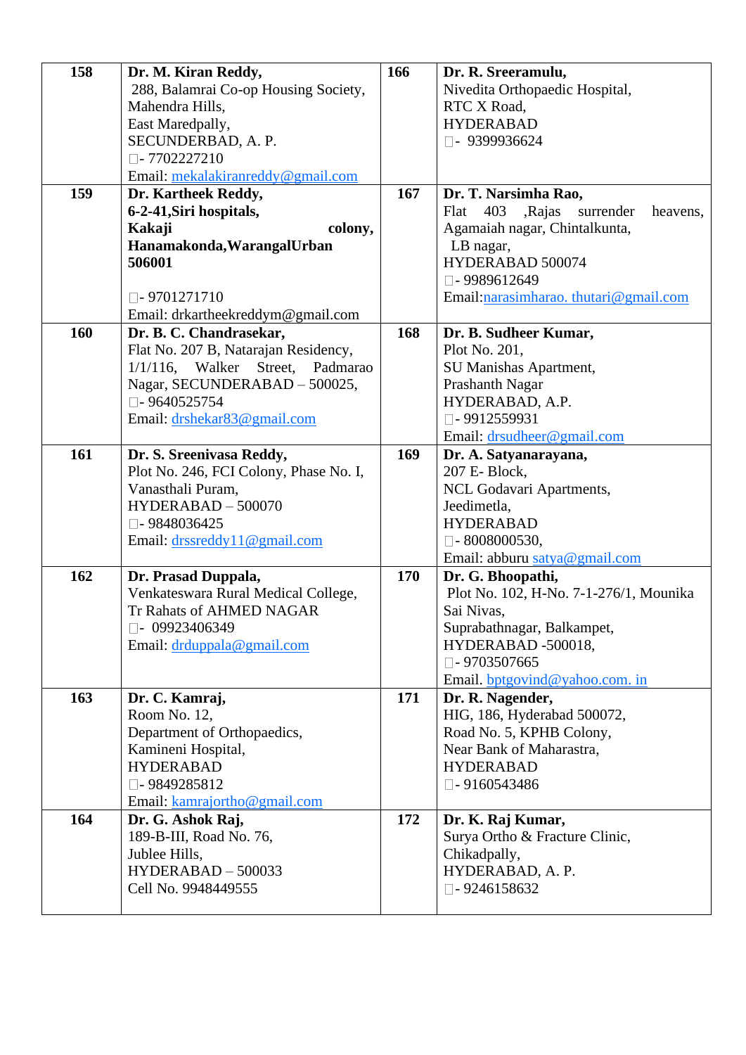| | | | |
|---|---|---|---|
| **158** | **Dr. M. Kiran Reddy,**<br>288, Balamrai Co-op Housing Society,<br>Mahendra Hills,<br>East Maredpally,<br>SECUNDERBAD, A. P.<br>- 7702227210<br>Email: mekalakiranreddy@gmail.com | **166** | **Dr. R. Sreeramulu,**<br>Nivedita Orthopaedic Hospital,<br>RTC X Road,<br>HYDERABAD<br>- 9399936624 |
| **159** | **Dr. Kartheek Reddy,**<br>**6-2-41,Siri hospitals,**<br>**Kakaji colony,**<br>**Hanamakonda,WarangalUrban**<br>**506001**<br><br>- 9701271710<br>Email: drkartheekreddym@gmail.com | **167** | **Dr. T. Narsimha Rao,**<br>Flat 403 ,Rajas surrender heavens,<br>Agamaiah nagar, Chintalkunta,<br>LB nagar,<br>HYDERABAD 500074<br>- 9989612649<br>Email:narasimharao. thutari@gmail.com |
| **160** | **Dr. B. C. Chandrasekar,**<br>Flat No. 207 B, Natarajan Residency,<br>1/1/116, Walker Street, Padmarao Nagar, SECUNDERABAD – 500025,<br>- 9640525754<br>Email: drshekar83@gmail.com | **168** | **Dr. B. Sudheer Kumar,**<br>Plot No. 201,<br>SU Manishas Apartment,<br>Prashanth Nagar<br>HYDERABAD, A.P.<br>- 9912559931<br>Email: drsudheer@gmail.com |
| **161** | **Dr. S. Sreenivasa Reddy,**<br>Plot No. 246, FCI Colony, Phase No. I,<br>Vanasthali Puram,<br>HYDERABAD – 500070<br>- 9848036425<br>Email: drssreddy11@gmail.com | **169** | **Dr. A. Satyanarayana,**<br>207 E- Block,<br>NCL Godavari Apartments,<br>Jeedimetla,<br>HYDERABAD<br>- 8008000530,<br>Email: abburu satya@gmail.com |
| **162** | **Dr. Prasad Duppala,**<br>Venkateswara Rural Medical College,<br>Tr Rahats of AHMED NAGAR<br>- 09923406349<br>Email: drduppala@gmail.com | **170** | **Dr. G. Bhoopathi,**<br>Plot No. 102, H-No. 7-1-276/1, Mounika Sai Nivas,<br>Suprabathnagar, Balkampet,<br>HYDERABAD -500018,<br>- 9703507665<br>Email. bptgovind@yahoo.com. in |
| **163** | **Dr. C. Kamraj,**<br>Room No. 12,<br>Department of Orthopaedics,<br>Kamineni Hospital,<br>HYDERABAD<br>- 9849285812<br>Email: kamrajortho@gmail.com | **171** | **Dr. R. Nagender,**<br>HIG, 186, Hyderabad 500072,<br>Road No. 5, KPHB Colony,<br>Near Bank of Maharastra,<br>HYDERABAD<br>- 9160543486 |
| **164** | **Dr. G. Ashok Raj,**<br>189-B-III, Road No. 76,<br>Jublee Hills,<br>HYDERABAD – 500033<br>Cell No. 9948449555 | **172** | **Dr. K. Raj Kumar,**<br>Surya Ortho & Fracture Clinic,<br>Chikadpally,<br>HYDERABAD, A. P.<br>- 9246158632 |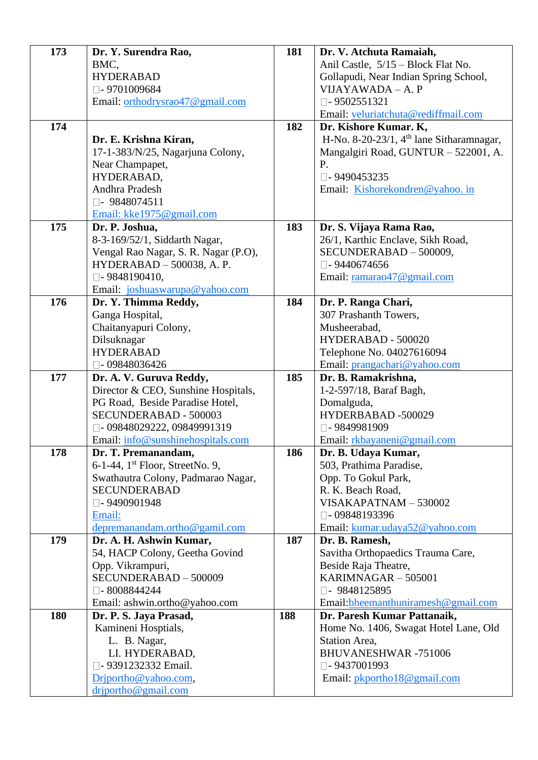| 173 | **Dr. Y. Surendra Rao,**<br>BMC,<br>HYDERABAD<br>- 9701009684<br>Email: orthodrysrao47@gmail.com | 181 | **Dr. V. Atchuta Ramaiah,**<br>Anil Castle, 5/15 – Block Flat No.<br>Gollapudi, Near Indian Spring School,<br>VIJAYAWADA – A. P<br>- 9502551321<br>Email: veluriatchuta@rediffmail.com |
|---|---|---|---|
| 174 | **Dr. E. Krishna Kiran,**<br>17-1-383/N/25, Nagarjuna Colony,<br>Near Champapet,<br>HYDERABAD,<br>Andhra Pradesh<br>- 9848074511<br>Email: kke1975@gmail.com | 182 | **Dr. Kishore Kumar. K,**<br>H-No. 8-20-23/1, 4th lane Sitharamnagar,<br>Mangalgiri Road, GUNTUR – 522001, A. P.<br>- 9490453235<br>Email: Kishorekondren@yahoo. in |
| 175 | **Dr. P. Joshua,**<br>8-3-169/52/1, Siddarth Nagar,<br>Vengal Rao Nagar, S. R. Nagar (P.O),<br>HYDERABAD – 500038, A. P.<br>- 9848190410,<br>Email: joshuaswarupa@yahoo.com | 183 | **Dr. S. Vijaya Rama Rao,**<br>26/1, Karthic Enclave, Sikh Road,<br>SECUNDERABAD – 500009,<br>- 9440674656<br>Email: ramarao47@gmail.com |
| 176 | **Dr. Y. Thimma Reddy,**<br>Ganga Hospital,<br>Chaitanyapuri Colony,<br>Dilsuknagar<br>HYDERABAD<br>- 09848036426 | 184 | **Dr. P. Ranga Chari,**<br>307 Prashanth Towers,<br>Musheerabad,<br>HYDERABAD - 500020<br>Telephone No. 04027616094<br>Email: prangachari@yahoo.com |
| 177 | **Dr. A. V. Guruva Reddy,**<br>Director & CEO, Sunshine Hospitals,<br>PG Road, Beside Paradise Hotel,<br>SECUNDERABAD - 500003<br>- 09848029222, 09849991319<br>Email: info@sunshinehospitals.com | 185 | **Dr. B. Ramakrishna,**<br>1-2-597/18, Baraf Bagh,<br>Domalguda,<br>HYDERBABAD -500029<br>- 9849981909<br>Email: rkbayaneni@gmail.com |
| 178 | **Dr. T. Premanandam,**<br>6-1-44, 1st Floor, StreetNo. 9,<br>Swathautra Colony, Padmarao Nagar,<br>SECUNDERABAD<br>- 9490901948<br>Email:<br>depremanandam.ortho@gamil.com | 186 | **Dr. B. Udaya Kumar,**<br>503, Prathima Paradise,<br>Opp. To Gokul Park,<br>R. K. Beach Road,<br>VISAKAPATNAM – 530002<br>- 09848193396<br>Email: kumar.udaya52@yahoo.com |
| 179 | **Dr. A. H. Ashwin Kumar,**<br>54, HACP Colony, Geetha Govind<br>Opp. Vikrampuri,<br>SECUNDERABAD – 500009<br>- 8008844244<br>Email: ashwin.ortho@yahoo.com | 187 | **Dr. B. Ramesh,**<br>Savitha Orthopaedics Trauma Care,<br>Beside Raja Theatre,<br>KARIMNAGAR – 505001<br>- 9848125895<br>Email:bheemanthuniramesh@gmail.com |
| 180 | **Dr. P. S. Jaya Prasad,**<br>Kamineni Hosptials,<br>L. B. Nagar,<br>LI. HYDERABAD,<br>- 9391232332 Email.<br>Drjportho@yahoo.com,<br>drjportho@gmail.com | 188 | **Dr. Paresh Kumar Pattanaik,**<br>Home No. 1406, Swagat Hotel Lane, Old Station Area,<br>BHUVANESHWAR -751006<br>- 9437001993<br>Email: pkportho18@gmail.com |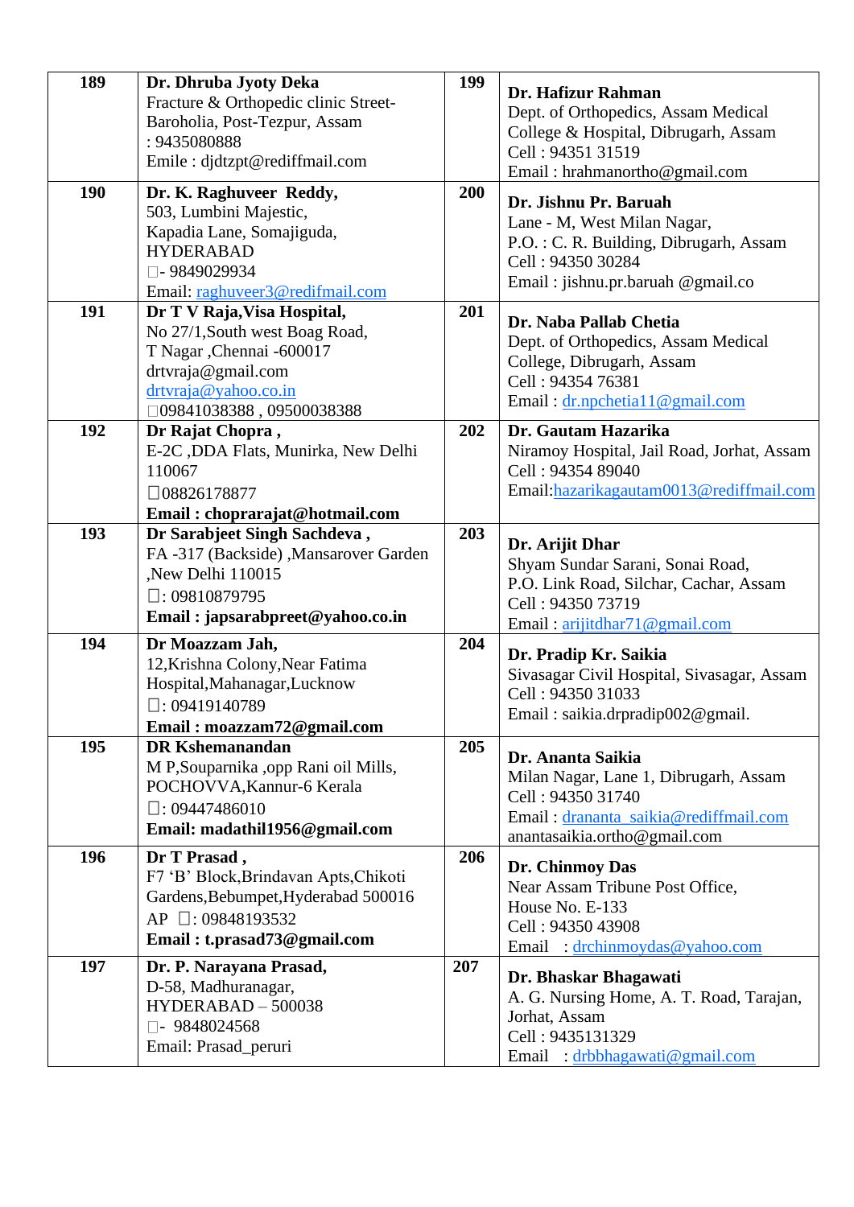| | | | |
|---|---|---|---|
| **189** | **Dr. Dhruba Jyoty Deka**<br>Fracture & Orthopedic clinic Street-Baroholia, Post-Tezpur, Assam<br>: 9435080888<br>Emile : djdtzpt@rediffmail.com | **199** | **Dr. Hafizur Rahman**<br>Dept. of Orthopedics, Assam Medical College & Hospital, Dibrugarh, Assam<br>Cell : 94351 31519<br>Email : hrahmanortho@gmail.com |
| **190** | **Dr. K. Raghuveer Reddy,**<br>503, Lumbini Majestic,<br>Kapadia Lane, Somajiguda,<br>HYDERABAD<br>- 9849029934<br>Email: raghuveer3@redifmail.com | **200** | **Dr. Jishnu Pr. Baruah**<br>Lane - M, West Milan Nagar,<br>P.O. : C. R. Building, Dibrugarh, Assam<br>Cell : 94350 30284<br>Email : jishnu.pr.baruah @gmail.co |
| **191** | **Dr T V Raja,Visa Hospital,**<br>No 27/1,South west Boag Road,<br>T Nagar ,Chennai -600017<br>drtvraja@gmail.com<br>drtvraja@yahoo.co.in<br>09841038388 , 09500038388 | **201** | **Dr. Naba Pallab Chetia**<br>Dept. of Orthopedics, Assam Medical College, Dibrugarh, Assam<br>Cell : 94354 76381<br>Email : dr.npchetia11@gmail.com |
| **192** | **Dr Rajat Chopra ,**<br>E-2C ,DDA Flats, Munirka, New Delhi 110067<br>08826178877<br>**Email : choprarajat@hotmail.com** | **202** | **Dr. Gautam Hazarika**<br>Niramoy Hospital, Jail Road, Jorhat, Assam<br>Cell : 94354 89040<br>Email:hazarikagautam0013@rediffmail.com |
| **193** | **Dr Sarabjeet Singh Sachdeva ,**<br>FA -317 (Backside) ,Mansarover Garden ,New Delhi 110015<br>: 09810879795<br>**Email : japsarabpreet@yahoo.co.in** | **203** | **Dr. Arijit Dhar**<br>Shyam Sundar Sarani, Sonai Road,<br>P.O. Link Road, Silchar, Cachar, Assam<br>Cell : 94350 73719<br>Email : arijitdhar71@gmail.com |
| **194** | **Dr Moazzam Jah,**<br>12,Krishna Colony,Near Fatima Hospital,Mahanagar,Lucknow<br>: 09419140789<br>**Email : moazzam72@gmail.com** | **204** | **Dr. Pradip Kr. Saikia**<br>Sivasagar Civil Hospital, Sivasagar, Assam<br>Cell : 94350 31033<br>Email : saikia.drpradip002@gmail. |
| **195** | **DR Kshemanandan**<br>M P,Souparnika ,opp Rani oil Mills, POCHOVVA,Kannur-6 Kerala<br>: 09447486010<br>**Email: madathil1956@gmail.com** | **205** | **Dr. Ananta Saikia**<br>Milan Nagar, Lane 1, Dibrugarh, Assam<br>Cell : 94350 31740<br>Email : drananta_saikia@rediffmail.com<br>anantasaikia.ortho@gmail.com |
| **196** | **Dr T Prasad ,**<br>F7 'B' Block,Brindavan Apts,Chikoti Gardens,Bebumpet,Hyderabad 500016<br>AP : 09848193532<br>**Email : t.prasad73@gmail.com** | **206** | **Dr. Chinmoy Das**<br>Near Assam Tribune Post Office,<br>House No. E-133<br>Cell : 94350 43908<br>Email : drchinmoydas@yahoo.com |
| **197** | **Dr. P. Narayana Prasad,**<br>D-58, Madhuranagar,<br>HYDERABAD – 500038<br>- 9848024568<br>Email: Prasad_peruri | **207** | **Dr. Bhaskar Bhagawati**<br>A. G. Nursing Home, A. T. Road, Tarajan, Jorhat, Assam<br>Cell : 9435131329<br>Email : drbbhagawati@gmail.com |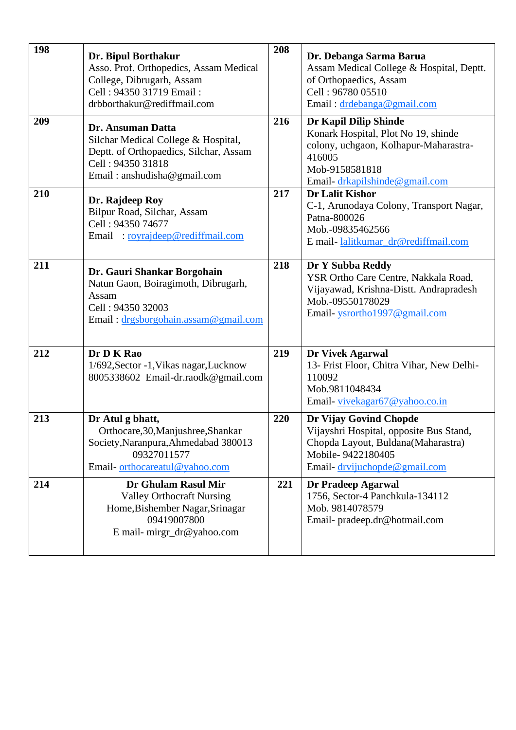| | | | |
|---|---|---|---|
| **198** | **Dr. Bipul Borthakur**<br>Asso. Prof. Orthopedics, Assam Medical College, Dibrugarh, Assam<br>Cell : 94350 31719 Email : drbborthakur@rediffmail.com | **208** | **Dr. Debanga Sarma Barua**<br>Assam Medical College & Hospital, Deptt. of Orthopaedics, Assam<br>Cell : 96780 05510<br>Email : drdebanga@gmail.com |
| **209** | **Dr. Ansuman Datta**<br>Silchar Medical College & Hospital, Deptt. of Orthopaedics, Silchar, Assam<br>Cell : 94350 31818<br>Email : anshudisha@gmail.com | **216** | **Dr Kapil Dilip Shinde**<br>Konark Hospital, Plot No 19, shinde colony, uchgaon, Kolhapur-Maharastra-416005<br>Mob-9158581818<br>Email- drkapilshinde@gmail.com |
| **210** | **Dr. Rajdeep Roy**<br>Bilpur Road, Silchar, Assam<br>Cell : 94350 74677<br>Email : royrajdeep@rediffmail.com | **217** | **Dr Lalit Kishor**<br>C-1, Arunodaya Colony, Transport Nagar, Patna-800026<br>Mob.-09835462566<br>E mail- lalitkumar_dr@rediffmail.com |
| **211** | **Dr. Gauri Shankar Borgohain**<br>Natun Gaon, Boiragimoth, Dibrugarh, Assam<br>Cell : 94350 32003<br>Email : drgsborgohain.assam@gmail.com | **218** | **Dr Y Subba Reddy**<br>YSR Ortho Care Centre, Nakkala Road, Vijayawad, Krishna-Distt. Andrapradesh<br>Mob.-09550178029<br>Email- ysrortho1997@gmail.com |
| **212** | **Dr D K Rao**<br>1/692,Sector -1,Vikas nagar,Lucknow<br>8005338602 Email-dr.raodk@gmail.com | **219** | **Dr Vivek Agarwal**<br>13- Frist Floor, Chitra Vihar, New Delhi-110092<br>Mob.9811048434<br>Email- vivekagar67@yahoo.co.in |
| **213** | **Dr Atul g bhatt,**<br>Orthocare,30,Manjushree,Shankar Society,Naranpura,Ahmedabad 380013<br>09327011577<br>Email- orthocareatul@yahoo.com | **220** | **Dr Vijay Govind Chopde**<br>Vijayshri Hospital, opposite Bus Stand, Chopda Layout, Buldana(Maharastra)<br>Mobile- 9422180405<br>Email- drvijuchopde@gmail.com |
| **214** | **Dr Ghulam Rasul Mir**<br>Valley Orthocraft Nursing Home,Bishember Nagar,Srinagar<br>09419007800<br>E mail- mirgr_dr@yahoo.com | **221** | **Dr Pradeep Agarwal**<br>1756, Sector-4 Panchkula-134112<br>Mob. 9814078579<br>Email- pradeep.dr@hotmail.com |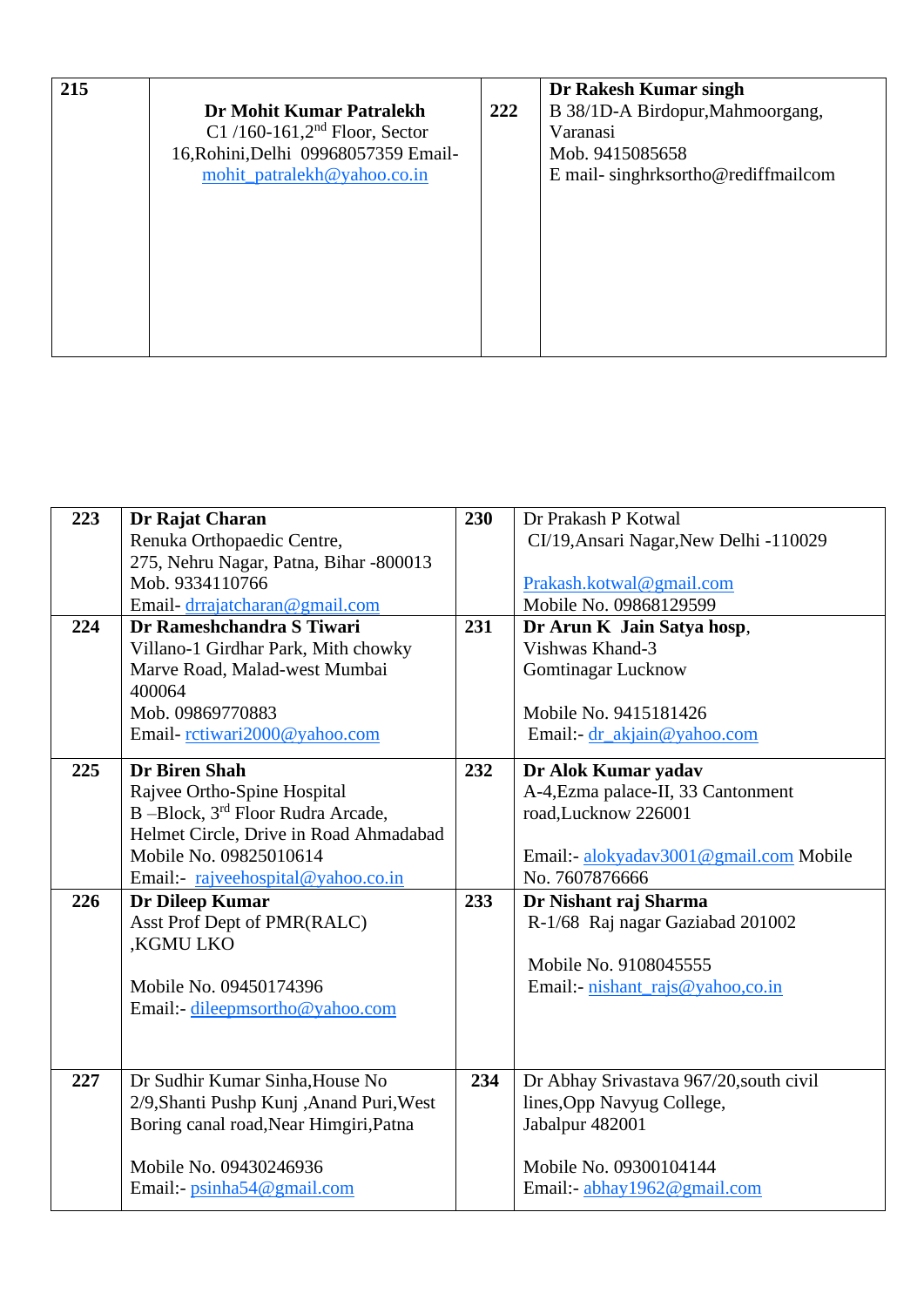| 215 | **Dr Mohit Kumar Patralekh**<br>C1 /160-161,2nd Floor, Sector 16,Rohini,Delhi 09968057359 Email- mohit_patralekh@yahoo.co.in | 222 | **Dr Rakesh Kumar singh**<br>B 38/1D-A Birdopur,Mahmoorgang, Varanasi<br>Mob. 9415085658<br>E mail- singhrksortho@rediffmailcom |
|---|---|---|---|

| 223 | **Dr Rajat Charan**<br>Renuka Orthopaedic Centre,<br>275, Nehru Nagar, Patna, Bihar -800013<br>Mob. 9334110766<br>Email- drrajatcharan@gmail.com | 230 | Dr Prakash P Kotwal<br>CI/19,Ansari Nagar,New Delhi -110029<br><br>Prakash.kotwal@gmail.com<br>Mobile No. 09868129599 |
|---|---|---|---|
| 224 | **Dr Rameshchandra S Tiwari**<br>Villano-1 Girdhar Park, Mith chowky Marve Road, Malad-west Mumbai 400064<br>Mob. 09869770883<br>Email- rctiwari2000@yahoo.com | 231 | **Dr Arun K Jain Satya hosp**,<br>Vishwas Khand-3<br>Gomtinagar Lucknow<br><br>Mobile No. 9415181426<br>Email:- dr_akjain@yahoo.com |
| 225 | **Dr Biren Shah**<br>Rajvee Ortho-Spine Hospital<br>B –Block, 3rd Floor Rudra Arcade, Helmet Circle, Drive in Road Ahmadabad<br>Mobile No. 09825010614<br>Email:- rajveehospital@yahoo.co.in | 232 | **Dr Alok Kumar yadav**<br>A-4,Ezma palace-II, 33 Cantonment road,Lucknow 226001<br><br>Email:- alokyadav3001@gmail.com Mobile No. 7607876666 |
| 226 | **Dr Dileep Kumar**<br>Asst Prof Dept of PMR(RALC) ,KGMU LKO<br><br>Mobile No. 09450174396<br>Email:- dileepmsortho@yahoo.com | 233 | **Dr Nishant raj Sharma**<br>R-1/68 Raj nagar Gaziabad 201002<br><br>Mobile No. 9108045555<br>Email:- nishant_rajs@yahoo,co.in |
| 227 | Dr Sudhir Kumar Sinha,House No 2/9,Shanti Pushp Kunj ,Anand Puri,West Boring canal road,Near Himgiri,Patna<br><br>Mobile No. 09430246936<br>Email:- psinha54@gmail.com | 234 | Dr Abhay Srivastava 967/20,south civil lines,Opp Navyug College, Jabalpur 482001<br><br>Mobile No. 09300104144<br>Email:- abhay1962@gmail.com |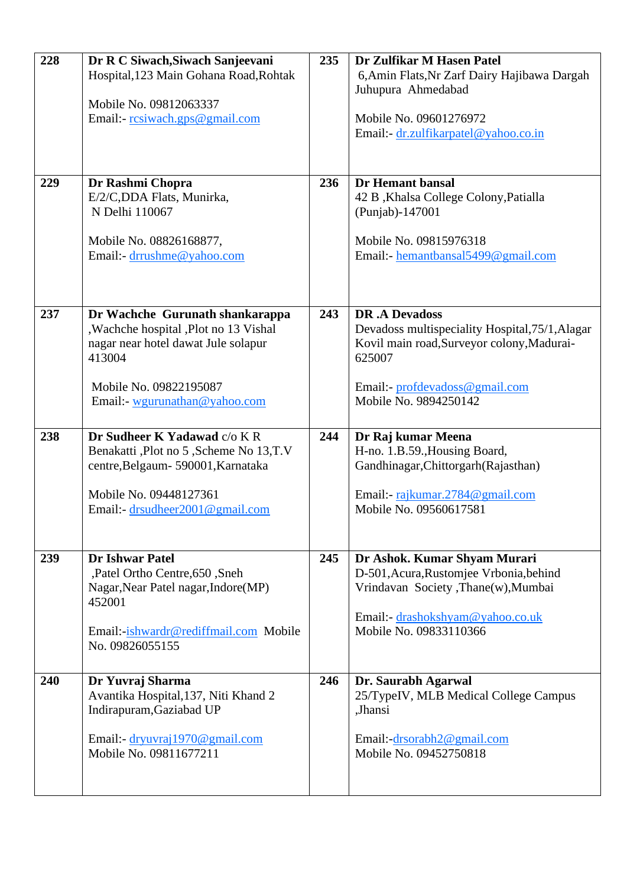| | | | |
|---|---|---|---|
| **228** | **Dr R C Siwach,Siwach Sanjeevani** Hospital,123 Main Gohana Road,Rohtak<br><br>Mobile No. 09812063337<br>Email:- rcsiwach.gps@gmail.com | **235** | **Dr Zulfikar M Hasen Patel**<br>6,Amin Flats,Nr Zarf Dairy Hajibawa Dargah Juhupura Ahmedabad<br><br>Mobile No. 09601276972<br>Email:- dr.zulfikarpatel@yahoo.co.in |
| **229** | **Dr Rashmi Chopra**<br>E/2/C,DDA Flats, Munirka,<br>N Delhi 110067<br><br>Mobile No. 08826168877,<br>Email:- drrushme@yahoo.com | **236** | **Dr Hemant bansal**<br>42 B ,Khalsa College Colony,Patialla (Punjab)-147001<br><br>Mobile No. 09815976318<br>Email:- hemantbansal5499@gmail.com |
| **237** | **Dr Wachche Gurunath shankarappa** ,Wachche hospital ,Plot no 13 Vishal nagar near hotel dawat Jule solapur 413004<br><br>Mobile No. 09822195087<br>Email:- wgurunathan@yahoo.com | **243** | **DR .A Devadoss**<br>Devadoss multispeciality Hospital,75/1,Alagar Kovil main road,Surveyor colony,Madurai-625007<br><br>Email:- profdevadoss@gmail.com<br>Mobile No. 9894250142 |
| **238** | **Dr Sudheer K Yadawad** c/o K R Benakatti ,Plot no 5 ,Scheme No 13,T.V centre,Belgaum- 590001,Karnataka<br><br>Mobile No. 09448127361<br>Email:- drsudheer2001@gmail.com | **244** | **Dr Raj kumar Meena**<br>H-no. 1.B.59.,Housing Board, Gandhinagar,Chittorgarh(Rajasthan)<br><br>Email:- rajkumar.2784@gmail.com<br>Mobile No. 09560617581 |
| **239** | **Dr Ishwar Patel**<br>,Patel Ortho Centre,650 ,Sneh Nagar,Near Patel nagar,Indore(MP) 452001<br><br>Email:-ishwardr@rediffmail.com Mobile No. 09826055155 | **245** | **Dr Ashok. Kumar Shyam Murari**<br>D-501,Acura,Rustomjee Vrbonia,behind Vrindavan Society ,Thane(w),Mumbai<br><br>Email:- drashokshyam@yahoo.co.uk<br>Mobile No. 09833110366 |
| **240** | **Dr Yuvraj Sharma**<br>Avantika Hospital,137, Niti Khand 2 Indirapuram,Gaziabad UP<br><br>Email:- dryuvraj1970@gmail.com<br>Mobile No. 09811677211 | **246** | **Dr. Saurabh Agarwal**<br>25/TypeIV, MLB Medical College Campus ,Jhansi<br><br>Email:-drsorabh2@gmail.com<br>Mobile No. 09452750818 |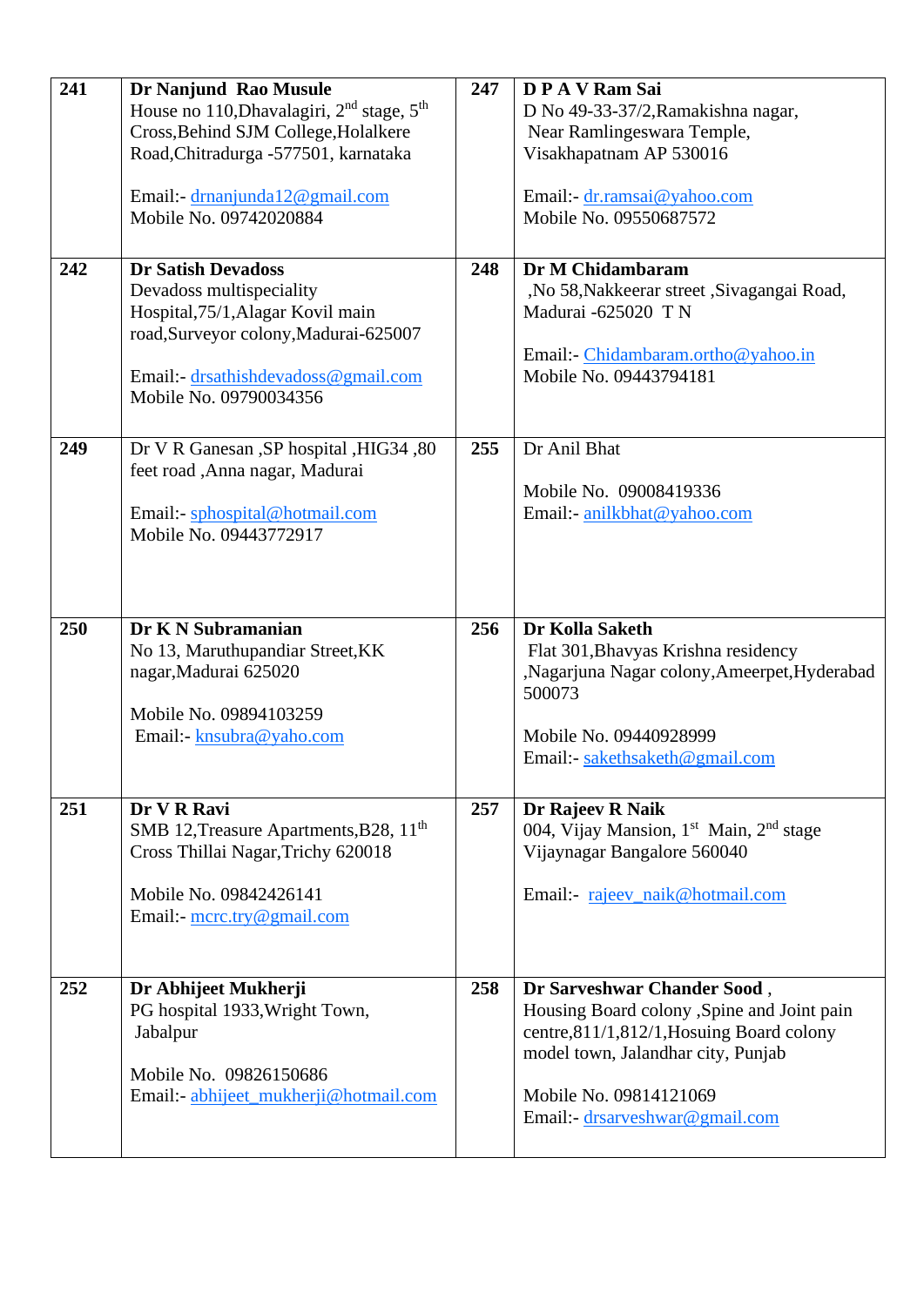| 241 | **Dr Nanjund Rao Musule**<br>House no 110,Dhavalagiri, 2nd stage, 5th Cross,Behind SJM College,Holalkere Road,Chitradurga -577501, karnataka<br><br>Email:- drnanjunda12@gmail.com<br>Mobile No. 09742020884 | 247 | **D P A V Ram Sai**<br>D No 49-33-37/2,Ramakishna nagar, Near Ramlingeswara Temple, Visakhapatnam AP 530016<br><br>Email:- dr.ramsai@yahoo.com<br>Mobile No. 09550687572 |
|---|---|---|---|
| 242 | **Dr Satish Devadoss**<br>Devadoss multispeciality Hospital,75/1,Alagar Kovil main road,Surveyor colony,Madurai-625007<br><br>Email:- drsathishdevadoss@gmail.com<br>Mobile No. 09790034356 | 248 | **Dr M Chidambaram**<br>,No 58,Nakkeerar street ,Sivagangai Road, Madurai -625020 T N<br><br>Email:- Chidambaram.ortho@yahoo.in<br>Mobile No. 09443794181 |
| 249 | Dr V R Ganesan ,SP hospital ,HIG34 ,80 feet road ,Anna nagar, Madurai<br><br>Email:- sphospital@hotmail.com<br>Mobile No. 09443772917 | 255 | Dr Anil Bhat<br><br>Mobile No. 09008419336<br>Email:- anilkbhat@yahoo.com |
| 250 | **Dr K N Subramanian**<br>No 13, Maruthupandiar Street,KK nagar,Madurai 625020<br><br>Mobile No. 09894103259<br>Email:- knsubra@yaho.com | 256 | **Dr Kolla Saketh**<br>Flat 301,Bhavyas Krishna residency ,Nagarjuna Nagar colony,Ameerpet,Hyderabad 500073<br><br>Mobile No. 09440928999<br>Email:- sakethsaketh@gmail.com |
| 251 | **Dr V R Ravi**<br>SMB 12,Treasure Apartments,B28, 11th Cross Thillai Nagar,Trichy 620018<br><br>Mobile No. 09842426141<br>Email:- mcrc.try@gmail.com | 257 | **Dr Rajeev R Naik**<br>004, Vijay Mansion, 1st Main, 2nd stage Vijaynagar Bangalore 560040<br><br>Email:- rajeev_naik@hotmail.com |
| 252 | **Dr Abhijeet Mukherji**<br>PG hospital 1933,Wright Town, Jabalpur<br><br>Mobile No. 09826150686<br>Email:- abhijeet_mukherji@hotmail.com | 258 | **Dr Sarveshwar Chander Sood** ,<br>Housing Board colony ,Spine and Joint pain centre,811/1,812/1,Hosuing Board colony model town, Jalandhar city, Punjab<br><br>Mobile No. 09814121069<br>Email:- drsarveshwar@gmail.com |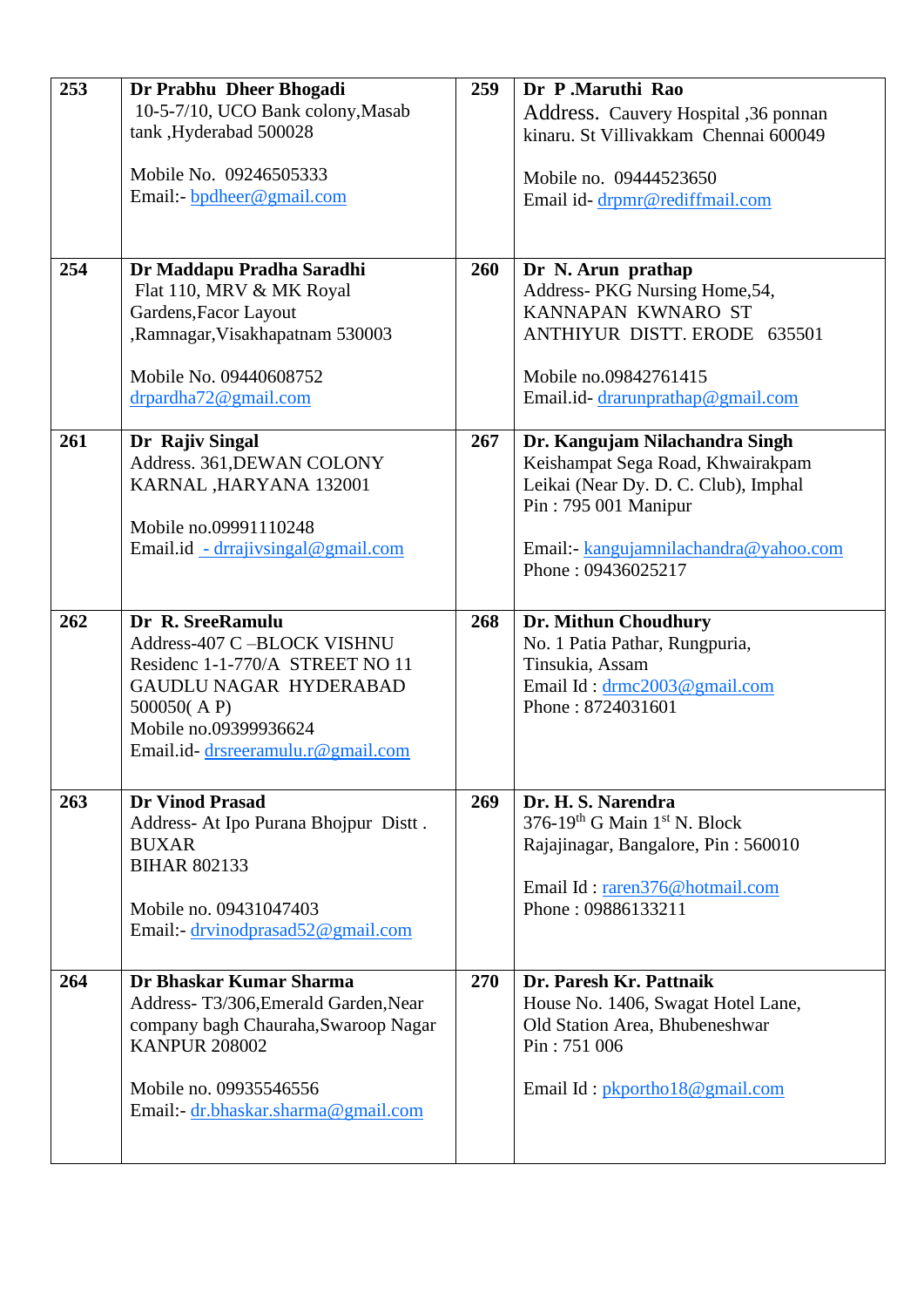| | | | |
|---|---|---|---|
| **253** | **Dr Prabhu Dheer Bhogadi**<br>10-5-7/10, UCO Bank colony,Masab tank ,Hyderabad 500028<br><br>Mobile No. 09246505333<br>Email:- bpdheer@gmail.com | **259** | **Dr P .Maruthi Rao**<br>Address. Cauvery Hospital ,36 ponnan kinaru. St Villivakkam Chennai 600049<br><br>Mobile no. 09444523650<br>Email id- drpmr@rediffmail.com |
| **254** | **Dr Maddapu Pradha Saradhi**<br>Flat 110, MRV & MK Royal Gardens,Facor Layout ,Ramnagar,Visakhapatnam 530003<br><br>Mobile No. 09440608752<br>drpardha72@gmail.com | **260** | **Dr N. Arun prathap**<br>Address- PKG Nursing Home,54, KANNAPAN KWNARO ST ANTHIYUR DISTT. ERODE 635501<br><br>Mobile no.09842761415<br>Email.id- drarunprathap@gmail.com |
| **261** | **Dr Rajiv Singal**<br>Address. 361,DEWAN COLONY KARNAL ,HARYANA 132001<br><br>Mobile no.09991110248<br>Email.id - drrajivsingal@gmail.com | **267** | **Dr. Kangujam Nilachandra Singh**<br>Keishampat Sega Road, Khwairakpam Leikai (Near Dy. D. C. Club), Imphal Pin : 795 001 Manipur<br><br>Email:- kangujamnilachandra@yahoo.com<br>Phone : 09436025217 |
| **262** | **Dr R. SreeRamulu**<br>Address-407 C –BLOCK VISHNU Residenc 1-1-770/A STREET NO 11 GAUDLU NAGAR HYDERABAD 500050( A P)<br>Mobile no.09399936624<br>Email.id- drsreeramulu.r@gmail.com | **268** | **Dr. Mithun Choudhury**<br>No. 1 Patia Pathar, Rungpuria, Tinsukia, Assam<br>Email Id : drmc2003@gmail.com<br>Phone : 8724031601 |
| **263** | **Dr Vinod Prasad**<br>Address- At Ipo Purana Bhojpur Distt . BUXAR<br>BIHAR 802133<br><br>Mobile no. 09431047403<br>Email:- drvinodprasad52@gmail.com | **269** | **Dr. H. S. Narendra**<br>376-19th G Main 1st N. Block Rajajinagar, Bangalore, Pin : 560010<br><br>Email Id : raren376@hotmail.com<br>Phone : 09886133211 |
| **264** | **Dr Bhaskar Kumar Sharma**<br>Address- T3/306,Emerald Garden,Near company bagh Chauraha,Swaroop Nagar KANPUR 208002<br><br>Mobile no. 09935546556<br>Email:- dr.bhaskar.sharma@gmail.com | **270** | **Dr. Paresh Kr. Pattnaik**<br>House No. 1406, Swagat Hotel Lane, Old Station Area, Bhubeneshwar Pin : 751 006<br><br>Email Id : pkportho18@gmail.com |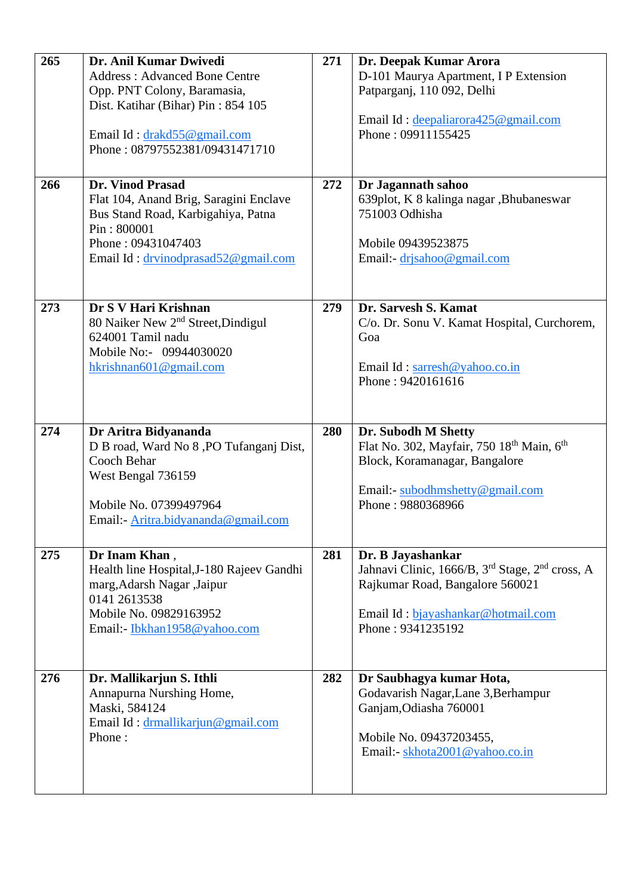| | | | |
|---|---|---|---|
| **265** | **Dr. Anil Kumar Dwivedi**<br>Address : Advanced Bone Centre<br>Opp. PNT Colony, Baramasia,<br>Dist. Katihar (Bihar) Pin : 854 105<br><br>Email Id : drakd55@gmail.com<br>Phone : 08797552381/09431471710 | **271** | **Dr. Deepak Kumar Arora**<br>D-101 Maurya Apartment, I P Extension<br>Patparganj, 110 092, Delhi<br><br>Email Id : deepaliarora425@gmail.com<br>Phone : 09911155425 |
| **266** | **Dr. Vinod Prasad**<br>Flat 104, Anand Brig, Saragini Enclave<br>Bus Stand Road, Karbigahiya, Patna<br>Pin : 800001<br>Phone : 09431047403<br>Email Id : drvinodprasad52@gmail.com | **272** | **Dr Jagannath sahoo**<br>639plot, K 8 kalinga nagar ,Bhubaneswar<br>751003 Odhisha<br><br>Mobile 09439523875<br>Email:- drjsahoo@gmail.com |
| **273** | **Dr S V Hari Krishnan**<br>80 Naiker New 2nd Street,Dindigul<br>624001 Tamil nadu<br>Mobile No:- 09944030020<br>hkrishnan601@gmail.com | **279** | **Dr. Sarvesh S. Kamat**<br>C/o. Dr. Sonu V. Kamat Hospital, Curchorem, Goa<br><br>Email Id : sarresh@yahoo.co.in<br>Phone : 9420161616 |
| **274** | **Dr Aritra Bidyananda**<br>D B road, Ward No 8 ,PO Tufanganj Dist, Cooch Behar<br>West Bengal 736159<br><br>Mobile No. 07399497964<br>Email:- Aritra.bidyananda@gmail.com | **280** | **Dr. Subodh M Shetty**<br>Flat No. 302, Mayfair, 750 18th Main, 6th Block, Koramanagar, Bangalore<br><br>Email:- subodhmshetty@gmail.com<br>Phone : 9880368966 |
| **275** | **Dr Inam Khan** ,<br>Health line Hospital,J-180 Rajeev Gandhi marg,Adarsh Nagar ,Jaipur<br>0141 2613538<br>Mobile No. 09829163952<br>Email:- Ibkhan1958@yahoo.com | **281** | **Dr. B Jayashankar**<br>Jahnavi Clinic, 1666/B, 3rd Stage, 2nd cross, A Rajkumar Road, Bangalore 560021<br><br>Email Id : bjayashankar@hotmail.com<br>Phone : 9341235192 |
| **276** | **Dr. Mallikarjun S. Ithli**<br>Annapurna Nurshing Home,<br>Maski, 584124<br>Email Id : drmallikarjun@gmail.com<br>Phone : | **282** | **Dr Saubhagya kumar Hota,**<br>Godavarish Nagar,Lane 3,Berhampur<br>Ganjam,Odiasha 760001<br><br>Mobile No. 09437203455,<br>Email:- skhota2001@yahoo.co.in |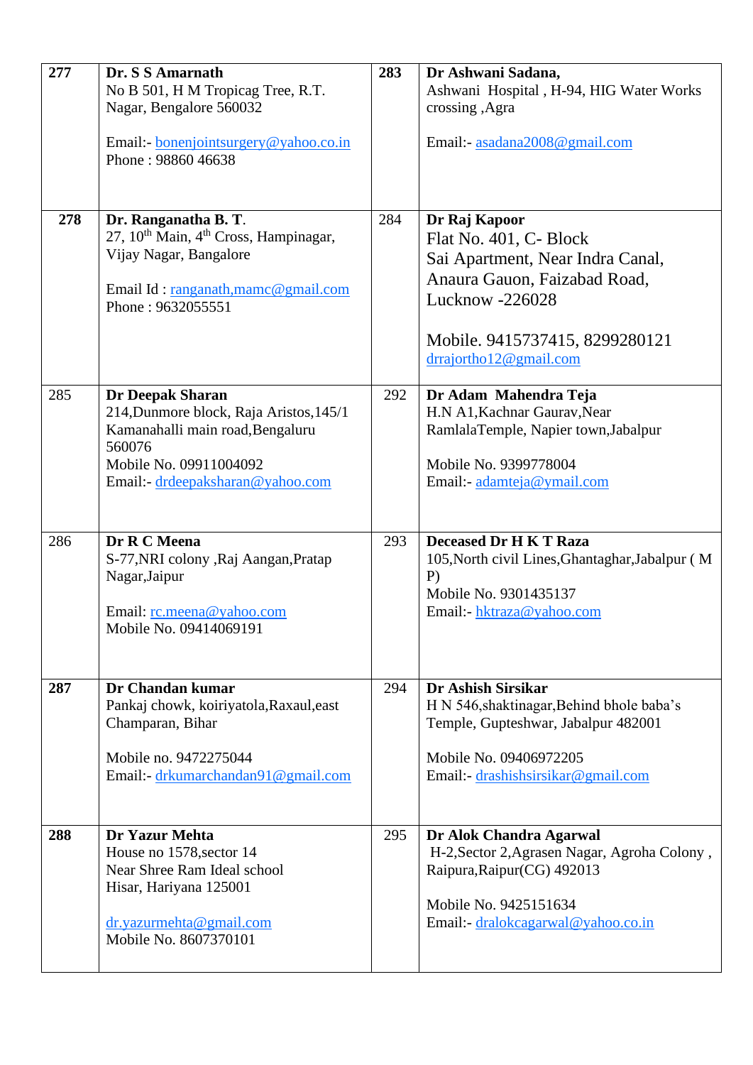| | | | |
|---|---|---|---|
| **277** | **Dr. S S Amarnath**<br>No B 501, H M Tropicag Tree, R.T. Nagar, Bengalore 560032<br><br>Email:- bonenjointsurgery@yahoo.co.in<br>Phone : 98860 46638 | **283** | **Dr Ashwani Sadana,**<br>Ashwani Hospital , H-94, HIG Water Works crossing ,Agra<br><br>Email:- asadana2008@gmail.com |
| **278** | **Dr. Ranganatha B. T**.<br>27, 10th Main, 4th Cross, Hampinagar, Vijay Nagar, Bangalore<br><br>Email Id : ranganath,mamc@gmail.com<br>Phone : 9632055551 | 284 | **Dr Raj Kapoor**<br>Flat No. 401, C- Block<br>Sai Apartment, Near Indra Canal, Anaura Gauon, Faizabad Road, Lucknow -226028<br><br>Mobile. 9415737415, 8299280121<br>drrajortho12@gmail.com |
| 285 | **Dr Deepak Sharan**<br>214,Dunmore block, Raja Aristos,145/1 Kamanahalli main road,Bengaluru 560076<br>Mobile No. 09911004092<br>Email:- drdeepaksharan@yahoo.com | 292 | **Dr Adam Mahendra Teja**<br>H.N A1,Kachnar Gaurav,Near RamlalaTemple, Napier town,Jabalpur<br><br>Mobile No. 9399778004<br>Email:- adamteja@ymail.com |
| 286 | **Dr R C Meena**<br>S-77,NRI colony ,Raj Aangan,Pratap Nagar,Jaipur<br><br>Email: rc.meena@yahoo.com<br>Mobile No. 09414069191 | 293 | **Deceased Dr H K T Raza**<br>105,North civil Lines,Ghantaghar,Jabalpur ( M P)<br>Mobile No. 9301435137<br>Email:- hktraza@yahoo.com |
| **287** | **Dr Chandan kumar**<br>Pankaj chowk, koiriyatola,Raxaul,east Champaran, Bihar<br><br>Mobile no. 9472275044<br>Email:- drkumarchandan91@gmail.com | 294 | **Dr Ashish Sirsikar**<br>H N 546,shaktinagar,Behind bhole baba's Temple, Gupteshwar, Jabalpur 482001<br><br>Mobile No. 09406972205<br>Email:- drashishsirsikar@gmail.com |
| **288** | **Dr Yazur Mehta**<br>House no 1578,sector 14<br>Near Shree Ram Ideal school<br>Hisar, Hariyana 125001<br><br>dr.yazurmehta@gmail.com<br>Mobile No. 8607370101 | 295 | **Dr Alok Chandra Agarwal**<br>H-2,Sector 2,Agrasen Nagar, Agroha Colony , Raipura,Raipur(CG) 492013<br><br>Mobile No. 9425151634<br>Email:- dralokcagarwal@yahoo.co.in |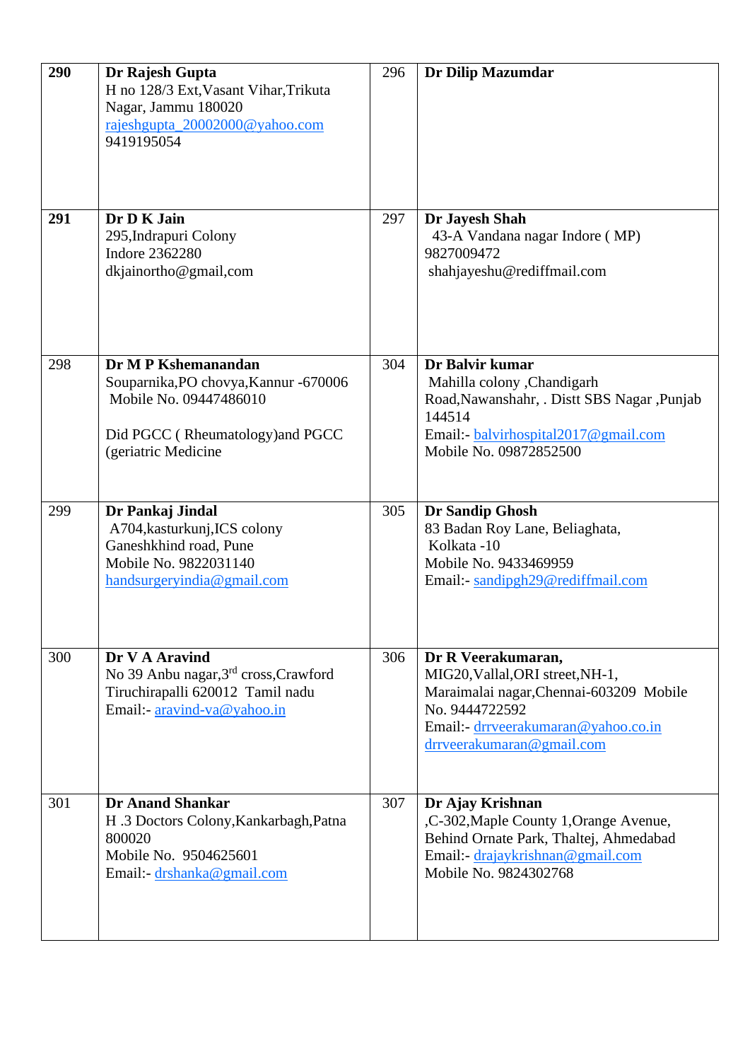| | | | |
|---|---|---|---|
| **290** | **Dr Rajesh Gupta**<br>H no 128/3 Ext,Vasant Vihar,Trikuta Nagar, Jammu 180020<br>rajeshgupta_20002000@yahoo.com<br>9419195054 | 296 | **Dr Dilip Mazumdar** |
| **291** | **Dr D K Jain**<br>295,Indrapuri Colony<br>Indore 2362280<br>dkjainortho@gmail,com | 297 | **Dr Jayesh Shah**<br>43-A Vandana nagar Indore ( MP)<br>9827009472<br>shahjayeshu@rediffmail.com |
| 298 | **Dr M P Kshemanandan**<br>Souparnika,PO chovya,Kannur -670006<br>Mobile No. 09447486010<br><br>Did PGCC ( Rheumatology)and PGCC (geriatric Medicine | 304 | **Dr Balvir kumar**<br>Mahilla colony ,Chandigarh Road,Nawanshahr, . Distt SBS Nagar ,Punjab 144514<br>Email:- balvirhospital2017@gmail.com<br>Mobile No. 09872852500 |
| 299 | **Dr Pankaj Jindal**<br>A704,kasturkunj,ICS colony Ganeshkhind road, Pune<br>Mobile No. 9822031140<br>handsurgeryindia@gmail.com | 305 | **Dr Sandip Ghosh**<br>83 Badan Roy Lane, Beliaghata, Kolkata -10<br>Mobile No. 9433469959<br>Email:- sandipgh29@rediffmail.com |
| 300 | **Dr V A Aravind**<br>No 39 Anbu nagar,3rd cross,Crawford Tiruchirapalli 620012 Tamil nadu<br>Email:- aravind-va@yahoo.in | 306 | **Dr R Veerakumaran,**<br>MIG20,Vallal,ORI street,NH-1, Maraimalai nagar,Chennai-603209 Mobile No. 9444722592<br>Email:- drrveerakumaran@yahoo.co.in<br>drrveerakumaran@gmail.com |
| 301 | **Dr Anand Shankar**<br>H .3 Doctors Colony,Kankarbagh,Patna 800020<br>Mobile No. 9504625601<br>Email:- drshanka@gmail.com | 307 | **Dr Ajay Krishnan**<br>,C-302,Maple County 1,Orange Avenue, Behind Ornate Park, Thaltej, Ahmedabad<br>Email:- drajaykrishnan@gmail.com<br>Mobile No. 9824302768 |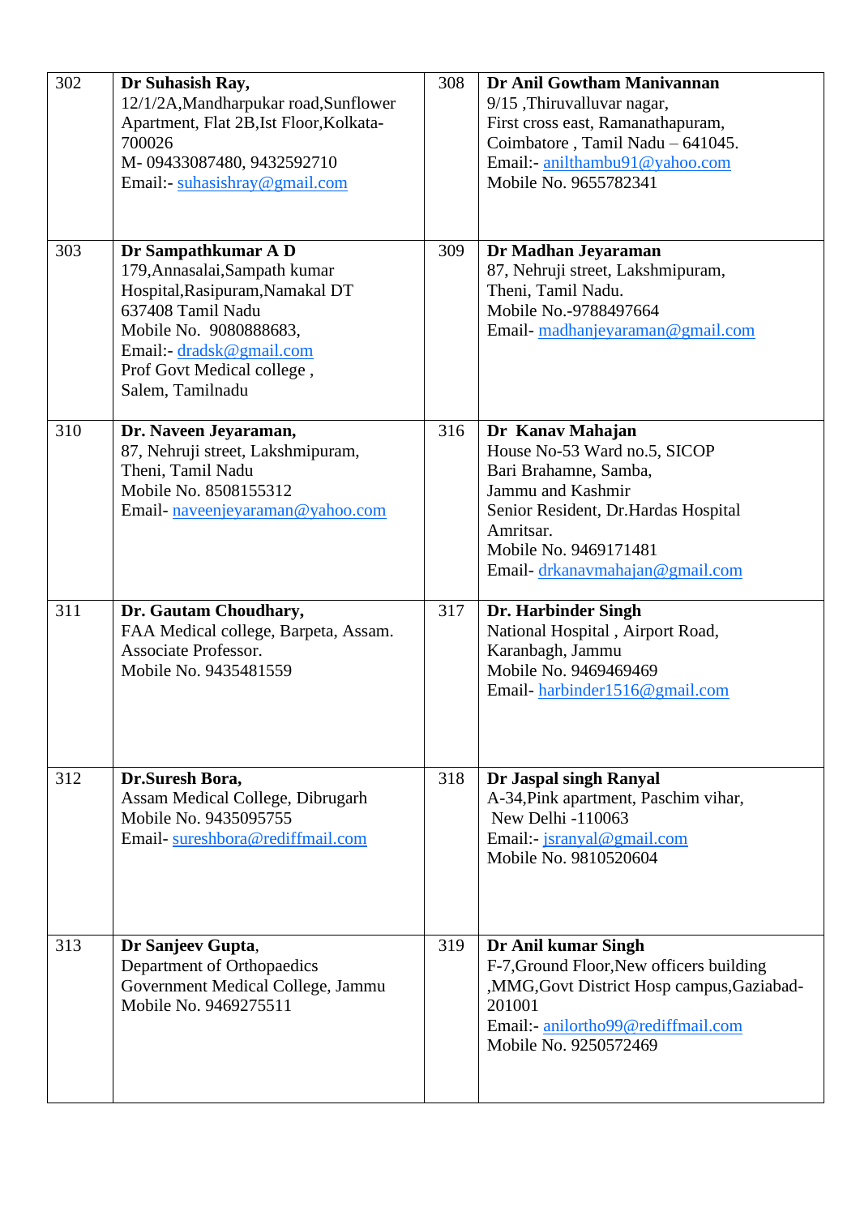| | | | |
|---|---|---|---|
| 302 | **Dr Suhasish Ray,**<br>12/1/2A,Mandharpukar road,Sunflower Apartment, Flat 2B,Ist Floor,Kolkata-700026<br>M- 09433087480, 9432592710<br>Email:- suhasishray@gmail.com | 308 | **Dr Anil Gowtham Manivannan**<br>9/15 ,Thiruvalluvar nagar,<br>First cross east, Ramanathapuram,<br>Coimbatore , Tamil Nadu – 641045.<br>Email:- anilthambu91@yahoo.com<br>Mobile No. 9655782341 |
| 303 | **Dr Sampathkumar A D**<br>179,Annasalai,Sampath kumar Hospital,Rasipuram,Namakal DT 637408 Tamil Nadu<br>Mobile No. 9080888683,<br>Email:- dradsk@gmail.com<br>Prof Govt Medical college ,<br>Salem, Tamilnadu | 309 | **Dr Madhan Jeyaraman**<br>87, Nehruji street, Lakshmipuram,<br>Theni, Tamil Nadu.<br>Mobile No.-9788497664<br>Email- madhanjeyaraman@gmail.com |
| 310 | **Dr. Naveen Jeyaraman,**<br>87, Nehruji street, Lakshmipuram,<br>Theni, Tamil Nadu<br>Mobile No. 8508155312<br>Email- naveenjeyaraman@yahoo.com | 316 | **Dr Kanav Mahajan**<br>House No-53 Ward no.5, SICOP<br>Bari Brahamne, Samba,<br>Jammu and Kashmir<br>Senior Resident, Dr.Hardas Hospital Amritsar.<br>Mobile No. 9469171481<br>Email- drkanavmahajan@gmail.com |
| 311 | **Dr. Gautam Choudhary,**<br>FAA Medical college, Barpeta, Assam.<br>Associate Professor.<br>Mobile No. 9435481559 | 317 | **Dr. Harbinder Singh**<br>National Hospital , Airport Road,<br>Karanbagh, Jammu<br>Mobile No. 9469469469<br>Email- harbinder1516@gmail.com |
| 312 | **Dr.Suresh Bora,**<br>Assam Medical College, Dibrugarh<br>Mobile No. 9435095755<br>Email- sureshbora@rediffmail.com | 318 | **Dr Jaspal singh Ranyal**<br>A-34,Pink apartment, Paschim vihar,<br>New Delhi -110063<br>Email:- jsranyal@gmail.com<br>Mobile No. 9810520604 |
| 313 | **Dr Sanjeev Gupta**,<br>Department of Orthopaedics<br>Government Medical College, Jammu<br>Mobile No. 9469275511 | 319 | **Dr Anil kumar Singh**<br>F-7,Ground Floor,New officers building ,MMG,Govt District Hosp campus,Gaziabad-201001<br>Email:- anilortho99@rediffmail.com<br>Mobile No. 9250572469 |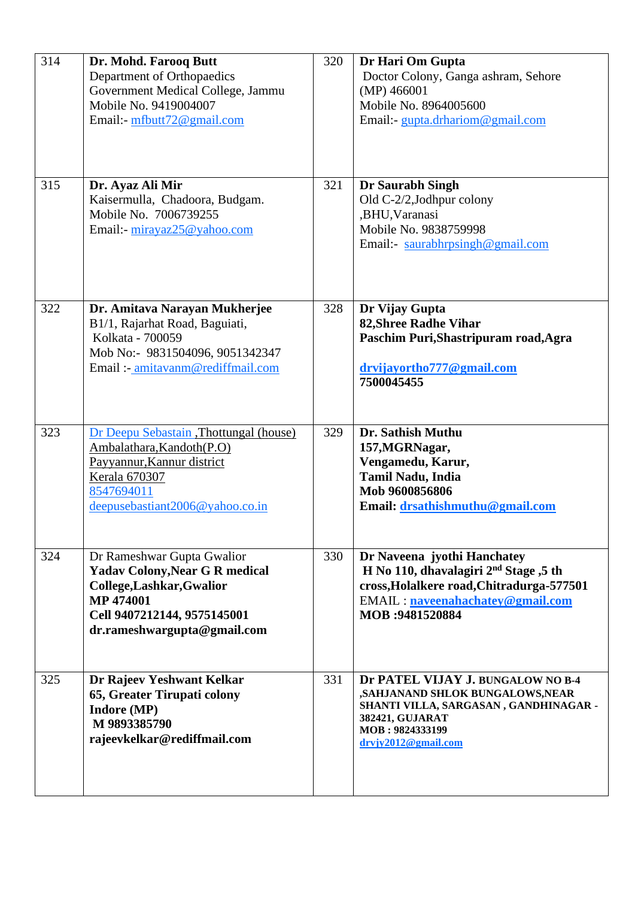| | | | |
|---|---|---|---|
| 314 | **Dr. Mohd. Farooq Butt**<br>Department of Orthopaedics<br>Government Medical College, Jammu<br>Mobile No. 9419004007<br>Email:- mfbutt72@gmail.com | 320 | **Dr Hari Om Gupta**<br>Doctor Colony, Ganga ashram, Sehore (MP) 466001<br>Mobile No. 8964005600<br>Email:- gupta.drhariom@gmail.com |
| 315 | **Dr. Ayaz Ali Mir**<br>Kaisermulla, Chadoora, Budgam.<br>Mobile No. 7006739255<br>Email:- mirayaz25@yahoo.com | 321 | **Dr Saurabh Singh**<br>Old C-2/2,Jodhpur colony ,BHU,Varanasi<br>Mobile No. 9838759998<br>Email:- saurabhrpsingh@gmail.com |
| 322 | **Dr. Amitava Narayan Mukherjee**<br>B1/1, Rajarhat Road, Baguiati, Kolkata - 700059<br>Mob No:- 9831504096, 9051342347<br>Email :- amitavanm@rediffmail.com | 328 | **Dr Vijay Gupta**<br>**82,Shree Radhe Vihar**<br>**Paschim Puri,Shastripuram road,Agra**<br><br>**drvijayortho777@gmail.com**<br>**7500045455** |
| 323 | Dr Deepu Sebastain ,Thottungal (house)<br>Ambalathara,Kandoth(P.O)<br>Payyannur,Kannur district<br>Kerala 670307<br>8547694011<br>deepusebastiant2006@yahoo.co.in | 329 | **Dr. Sathish Muthu**<br>**157,MGRNagar,**<br>**Vengamedu, Karur,**<br>**Tamil Nadu, India**<br>**Mob 9600856806**<br>**Email: drsathishmuthu@gmail.com** |
| 324 | Dr Rameshwar Gupta Gwalior<br>**Yadav Colony,Near G R medical College,Lashkar,Gwalior**<br>**MP 474001**<br>**Cell 9407212144, 9575145001**<br>**dr.rameshwargupta@gmail.com** | 330 | **Dr Naveena jyothi Hanchatey**<br>**H No 110, dhavalagiri 2nd Stage ,5 th cross,Holalkere road,Chitradurga-577501**<br>EMAIL : **naveenahachatey@gmail.com**<br>**MOB :9481520884** |
| 325 | **Dr Rajeev Yeshwant Kelkar**<br>**65, Greater Tirupati colony**<br>**Indore (MP)**<br>**M 9893385790**<br>**rajeevkelkar@rediffmail.com** | 331 | **Dr PATEL VIJAY J. BUNGALOW NO B-4 ,SAHJANAND SHLOK BUNGALOWS,NEAR SHANTI VILLA, SARGASAN , GANDHINAGAR - 382421, GUJARAT**<br>**MOB : 9824333199**<br>**drvjy2012@gmail.com** |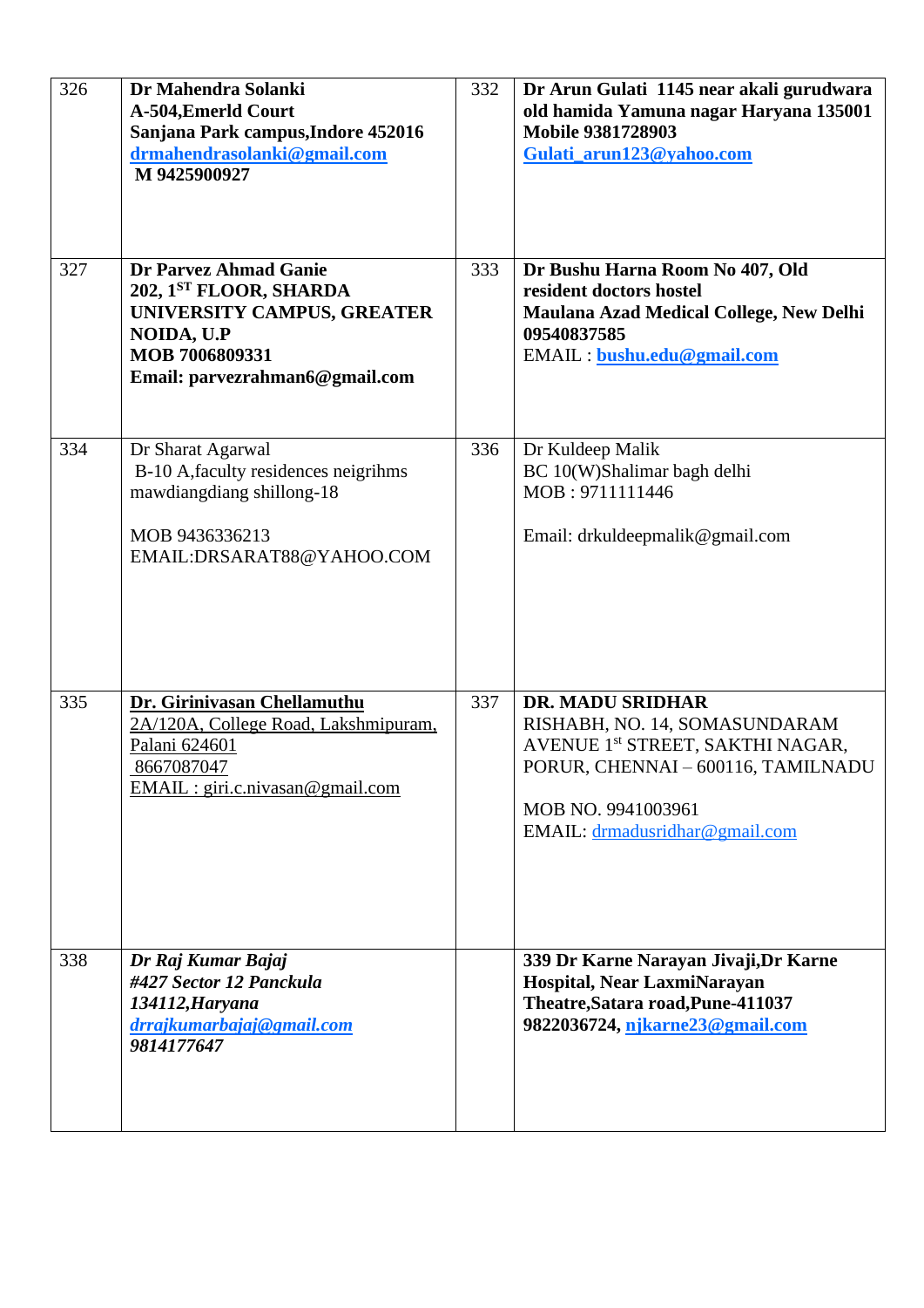| | | | |
|---|---|---|---|
| 326 | **Dr Mahendra Solanki**<br>**A-504,Emerld Court**<br>**Sanjana Park campus,Indore 452016**<br>**drmahendrasolanki@gmail.com**<br>**M 9425900927** | 332 | **Dr Arun Gulati 1145 near akali gurudwara old hamida Yamuna nagar Haryana 135001**<br>**Mobile 9381728903**<br>**Gulati_arun123@yahoo.com** |
| 327 | **Dr Parvez Ahmad Ganie**<br>**202, 1[ST] FLOOR, SHARDA UNIVERSITY CAMPUS, GREATER NOIDA, U.P**<br>**MOB 7006809331**<br>**Email: parvezrahman6@gmail.com** | 333 | **Dr Bushu Harna Room No 407, Old resident doctors hostel**<br>**Maulana Azad Medical College, New Delhi**<br>**09540837585**<br>EMAIL : **bushu.edu@gmail.com** |
| 334 | Dr Sharat Agarwal<br>B-10 A,faculty residences neigrihms mawdiangdiang shillong-18<br><br>MOB 9436336213<br>EMAIL:DRSARAT88@YAHOO.COM | 336 | Dr Kuldeep Malik<br>BC 10(W)Shalimar bagh delhi<br>MOB : 9711111446<br><br>Email: drkuldeepmalik@gmail.com |
| 335 | **Dr. Girinivasan Chellamuthu**<br>2A/120A, College Road, Lakshmipuram, Palani 624601<br>8667087047<br>EMAIL : giri.c.nivasan@gmail.com | 337 | **DR. MADU SRIDHAR**<br>RISHABH, NO. 14, SOMASUNDARAM AVENUE 1[st] STREET, SAKTHI NAGAR, PORUR, CHENNAI – 600116, TAMILNADU<br><br>MOB NO. 9941003961<br>EMAIL: drmadusridhar@gmail.com |
| 338 | ***Dr Raj Kumar Bajaj***<br>***#427 Sector 12 Panckula***<br>***134112,Haryana***<br>***drrajkumarbajaj@gmail.com***<br>***9814177647*** | | **339 Dr Karne Narayan Jivaji,Dr Karne Hospital, Near LaxmiNarayan Theatre,Satara road,Pune-411037**<br>**9822036724, njkarne23@gmail.com** |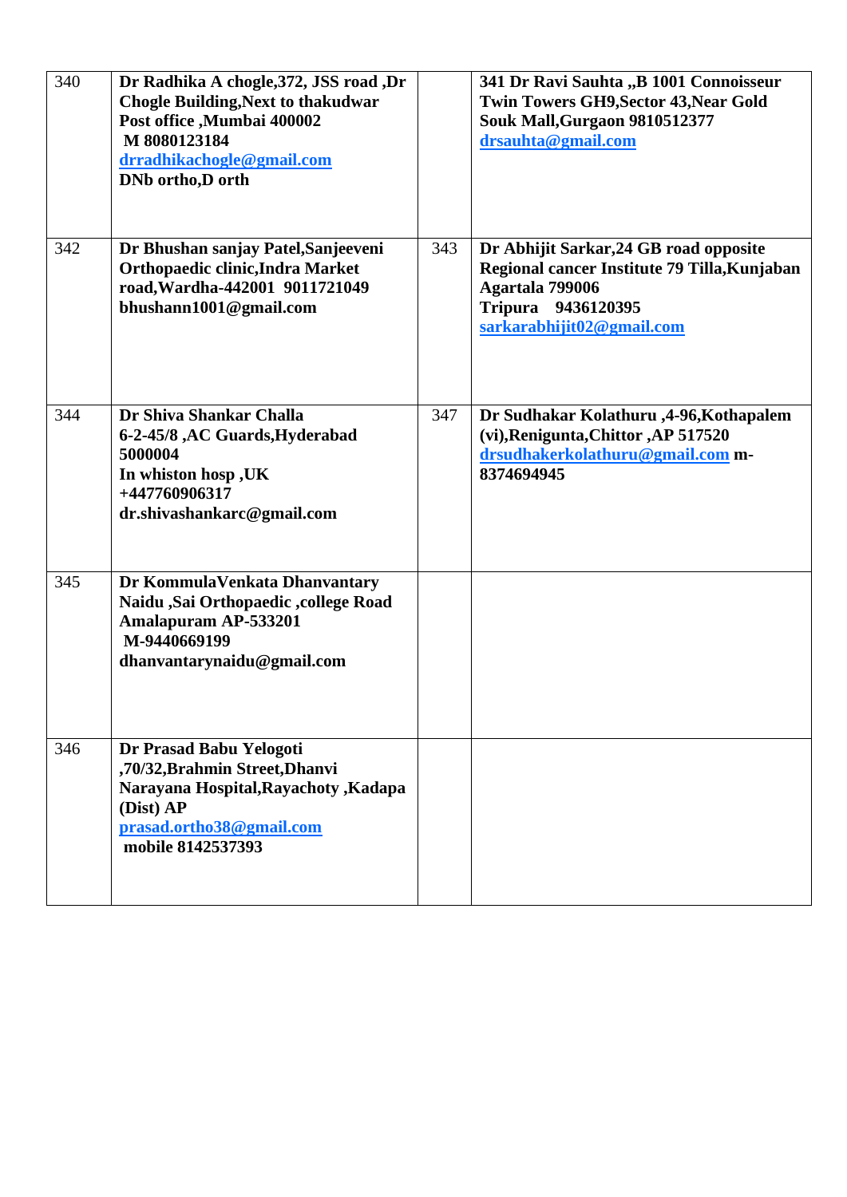| | | | |
|---|---|---|---|
| 340 | **Dr Radhika A chogle,372, JSS road ,Dr Chogle Building,Next to thakudwar Post office ,Mumbai 400002<br>M 8080123184<br>drradhikachogle@gmail.com<br>DNb ortho,D orth** | | **341 Dr Ravi Sauhta ,,B 1001 Connoisseur Twin Towers GH9,Sector 43,Near Gold Souk Mall,Gurgaon 9810512377<br>drsauhta@gmail.com** |
| 342 | **Dr Bhushan sanjay Patel,Sanjeeveni Orthopaedic clinic,Indra Market road,Wardha-442001 9011721049<br>bhushann1001@gmail.com** | 343 | **Dr Abhijit Sarkar,24 GB road opposite Regional cancer Institute 79 Tilla,Kunjaban Agartala 799006<br>Tripura 9436120395<br>sarkarabhijit02@gmail.com** |
| 344 | **Dr Shiva Shankar Challa<br>6-2-45/8 ,AC Guards,Hyderabad 5000004<br>In whiston hosp ,UK<br>+447760906317<br>dr.shivashankarc@gmail.com** | 347 | **Dr Sudhakar Kolathuru ,4-96,Kothapalem (vi),Renigunta,Chittor ,AP 517520<br>drsudhakerkolathuru@gmail.com m-8374694945** |
| 345 | **Dr KommulaVenkata Dhanvantary Naidu ,Sai Orthopaedic ,college Road Amalapuram AP-533201<br>M-9440669199<br>dhanvantarynaidu@gmail.com** | | |
| 346 | **Dr Prasad Babu Yelogoti ,70/32,Brahmin Street,Dhanvi Narayana Hospital,Rayachoty ,Kadapa (Dist) AP<br>prasad.ortho38@gmail.com<br>mobile 8142537393** | | |